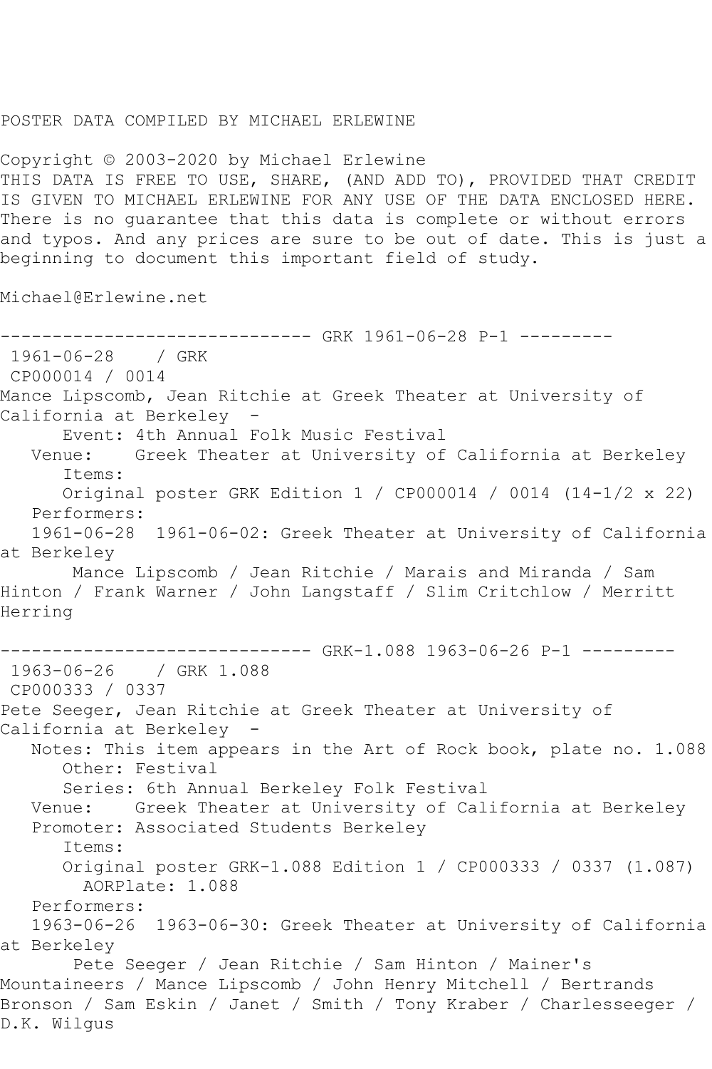POSTER DATA COMPILED BY MICHAEL ERLEWINE

Copyright © 2003-2020 by Michael Erlewine
THIS DATA IS FREE TO USE, SHARE, (AND ADD TO), PROVIDED THAT CREDIT IS GIVEN TO MICHAEL ERLEWINE FOR ANY USE OF THE DATA ENCLOSED HERE. There is no guarantee that this data is complete or without errors and typos. And any prices are sure to be out of date. This is just a beginning to document this important field of study.

Michael@Erlewine.net

------------------------------ GRK 1961-06-28 P-1 ---------

1961-06-28 / GRK
CP000014 / 0014
Mance Lipscomb, Jean Ritchie at Greek Theater at University of California at Berkeley -
Event: 4th Annual Folk Music Festival
Venue: Greek Theater at University of California at Berkeley
Items:
Original poster GRK Edition 1 / CP000014 / 0014 (14-1/2 x 22)
Performers:
1961-06-28 1961-06-02: Greek Theater at University of California at Berkeley
Mance Lipscomb / Jean Ritchie / Marais and Miranda / Sam Hinton / Frank Warner / John Langstaff / Slim Critchlow / Merritt Herring

------------------------------ GRK-1.088 1963-06-26 P-1 ---------

1963-06-26 / GRK 1.088
CP000333 / 0337
Pete Seeger, Jean Ritchie at Greek Theater at University of California at Berkeley -
Notes: This item appears in the Art of Rock book, plate no. 1.088
Other: Festival
Series: 6th Annual Berkeley Folk Festival
Venue: Greek Theater at University of California at Berkeley
Promoter: Associated Students Berkeley
Items:
Original poster GRK-1.088 Edition 1 / CP000333 / 0337 (1.087)
AORPlate: 1.088
Performers:
1963-06-26 1963-06-30: Greek Theater at University of California at Berkeley
Pete Seeger / Jean Ritchie / Sam Hinton / Mainer's Mountaineers / Mance Lipscomb / John Henry Mitchell / Bertrands Bronson / Sam Eskin / Janet / Smith / Tony Kraber / Charlesseeger / D.K. Wilgus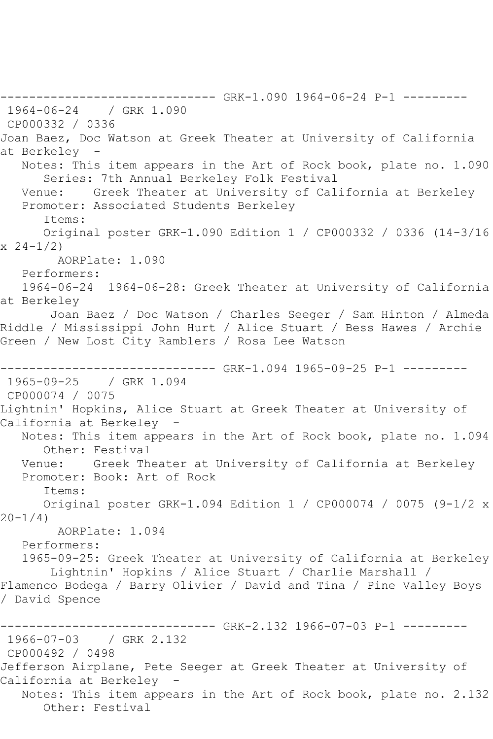------------------------------ GRK-1.090 1964-06-24 P-1 ---------

1964-06-24 / GRK 1.090

CP000332 / 0336

Joan Baez, Doc Watson at Greek Theater at University of California at Berkeley -

Notes: This item appears in the Art of Rock book, plate no. 1.090

Series: 7th Annual Berkeley Folk Festival

Venue: Greek Theater at University of California at Berkeley

Promoter: Associated Students Berkeley

Items:

Original poster GRK-1.090 Edition 1 / CP000332 / 0336 (14-3/16 x 24-1/2)

AORPlate: 1.090

Performers:

1964-06-24 1964-06-28: Greek Theater at University of California at Berkeley

Joan Baez / Doc Watson / Charles Seeger / Sam Hinton / Almeda Riddle / Mississippi John Hurt / Alice Stuart / Bess Hawes / Archie Green / New Lost City Ramblers / Rosa Lee Watson

------------------------------ GRK-1.094 1965-09-25 P-1 ---------

1965-09-25 / GRK 1.094

CP000074 / 0075

Lightnin' Hopkins, Alice Stuart at Greek Theater at University of California at Berkeley -

Notes: This item appears in the Art of Rock book, plate no. 1.094

Other: Festival

Venue: Greek Theater at University of California at Berkeley

Promoter: Book: Art of Rock

Items:

Original poster GRK-1.094 Edition 1 / CP000074 / 0075 (9-1/2 x 20-1/4)

AORPlate: 1.094

Performers:

1965-09-25: Greek Theater at University of California at Berkeley

Lightnin' Hopkins / Alice Stuart / Charlie Marshall / Flamenco Bodega / Barry Olivier / David and Tina / Pine Valley Boys / David Spence

------------------------------ GRK-2.132 1966-07-03 P-1 ---------

1966-07-03 / GRK 2.132

CP000492 / 0498

Jefferson Airplane, Pete Seeger at Greek Theater at University of California at Berkeley -

Notes: This item appears in the Art of Rock book, plate no. 2.132

Other: Festival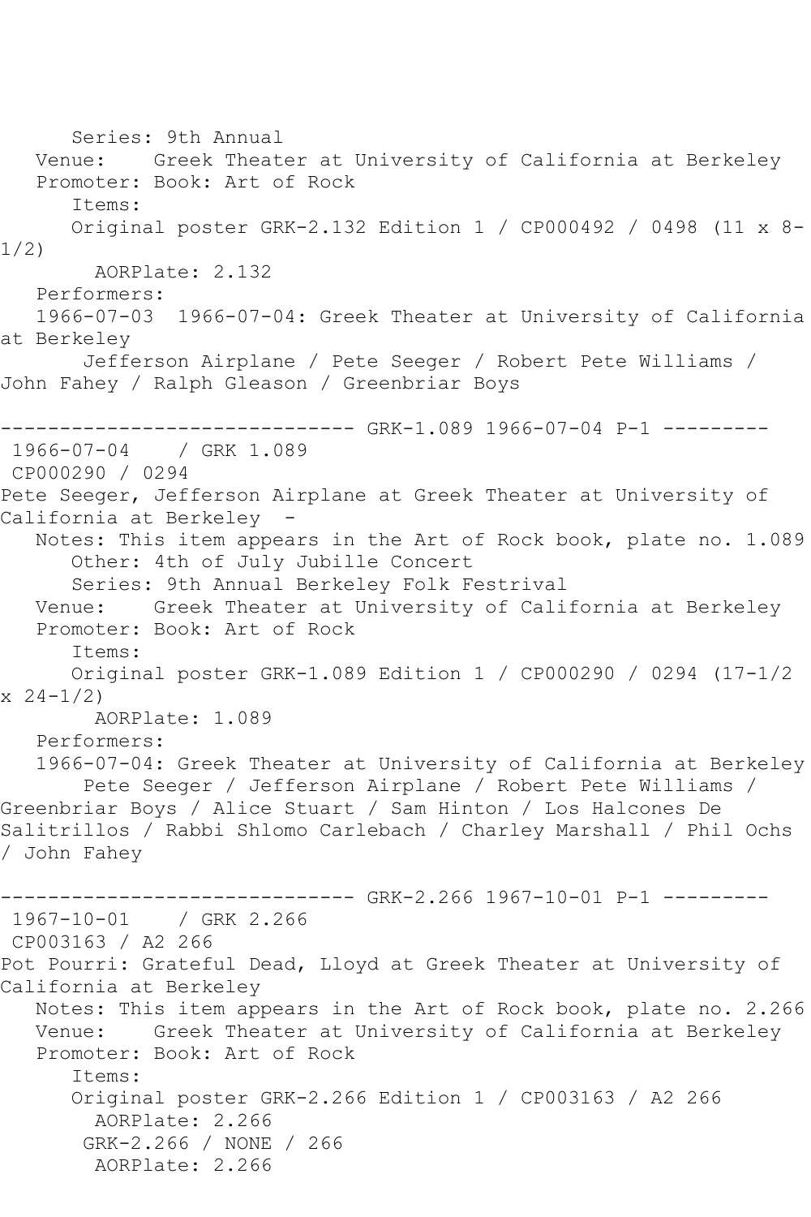Series: 9th Annual
Venue: Greek Theater at University of California at Berkeley
Promoter: Book: Art of Rock
Items:
Original poster GRK-2.132 Edition 1 / CP000492 / 0498 (11 x 8-1/2)
AORPlate: 2.132
Performers:
1966-07-03 1966-07-04: Greek Theater at University of California at Berkeley
Jefferson Airplane / Pete Seeger / Robert Pete Williams / John Fahey / Ralph Gleason / Greenbriar Boys

------------------------------ GRK-1.089 1966-07-04 P-1 ---------

1966-07-04 / GRK 1.089
CP000290 / 0294
Pete Seeger, Jefferson Airplane at Greek Theater at University of California at Berkeley -
Notes: This item appears in the Art of Rock book, plate no. 1.089
Other: 4th of July Jubille Concert
Series: 9th Annual Berkeley Folk Festrival
Venue: Greek Theater at University of California at Berkeley
Promoter: Book: Art of Rock
Items:
Original poster GRK-1.089 Edition 1 / CP000290 / 0294 (17-1/2 x 24-1/2)
AORPlate: 1.089
Performers:
1966-07-04: Greek Theater at University of California at Berkeley
Pete Seeger / Jefferson Airplane / Robert Pete Williams / Greenbriar Boys / Alice Stuart / Sam Hinton / Los Halcones De Salitrillos / Rabbi Shlomo Carlebach / Charley Marshall / Phil Ochs / John Fahey

------------------------------ GRK-2.266 1967-10-01 P-1 ---------

1967-10-01 / GRK 2.266
CP003163 / A2 266
Pot Pourri: Grateful Dead, Lloyd at Greek Theater at University of California at Berkeley
Notes: This item appears in the Art of Rock book, plate no. 2.266
Venue: Greek Theater at University of California at Berkeley
Promoter: Book: Art of Rock
Items:
Original poster GRK-2.266 Edition 1 / CP003163 / A2 266
AORPlate: 2.266
GRK-2.266 / NONE / 266
AORPlate: 2.266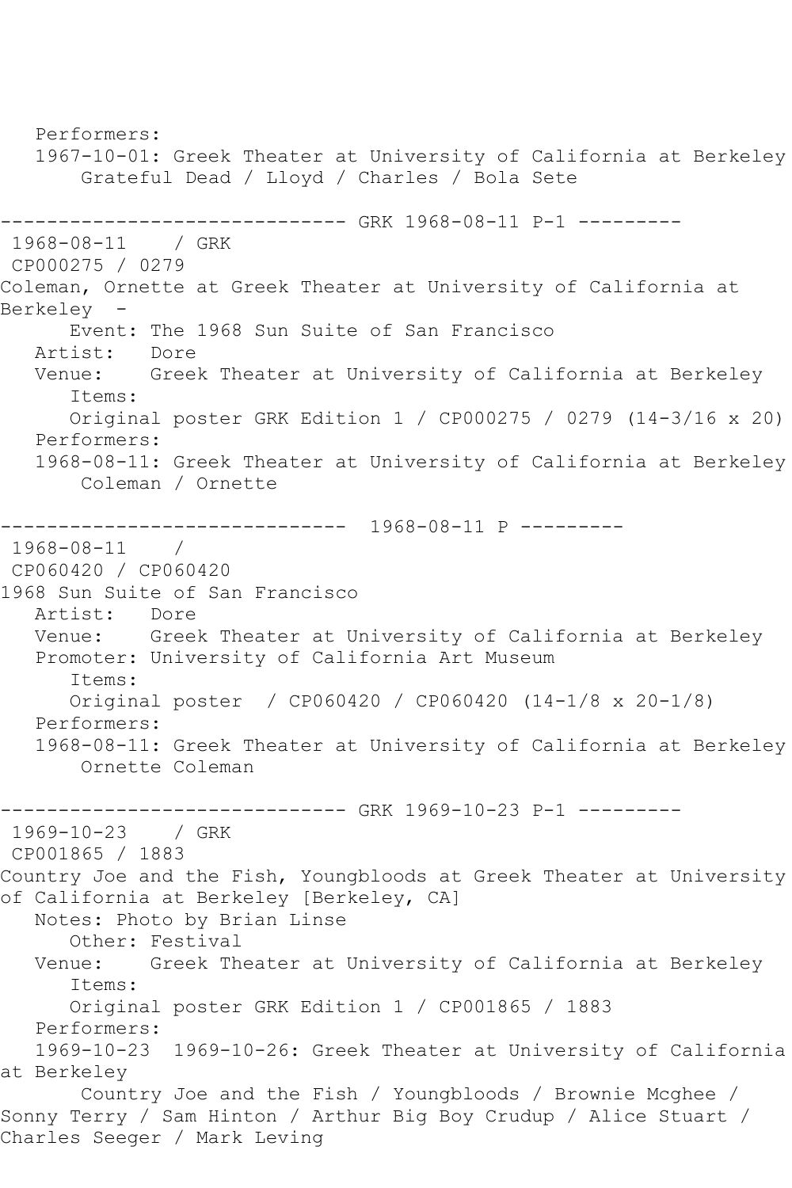Performers:
1967-10-01: Greek Theater at University of California at Berkeley
Grateful Dead / Lloyd / Charles / Bola Sete

------------------------------ GRK 1968-08-11 P-1 ---------

1968-08-11 / GRK
CP000275 / 0279
Coleman, Ornette at Greek Theater at University of California at Berkeley -
Event: The 1968 Sun Suite of San Francisco
Artist: Dore
Venue: Greek Theater at University of California at Berkeley
Items:
Original poster GRK Edition 1 / CP000275 / 0279 (14-3/16 x 20)
Performers:
1968-08-11: Greek Theater at University of California at Berkeley
Coleman / Ornette

------------------------------ 1968-08-11 P ---------

1968-08-11 /
CP060420 / CP060420
1968 Sun Suite of San Francisco
Artist: Dore
Venue: Greek Theater at University of California at Berkeley
Promoter: University of California Art Museum
Items:
Original poster / CP060420 / CP060420 (14-1/8 x 20-1/8)
Performers:
1968-08-11: Greek Theater at University of California at Berkeley
Ornette Coleman

------------------------------ GRK 1969-10-23 P-1 ---------

1969-10-23 / GRK
CP001865 / 1883
Country Joe and the Fish, Youngbloods at Greek Theater at University of California at Berkeley [Berkeley, CA]
Notes: Photo by Brian Linse
Other: Festival
Venue: Greek Theater at University of California at Berkeley
Items:
Original poster GRK Edition 1 / CP001865 / 1883
Performers:
1969-10-23 1969-10-26: Greek Theater at University of California at Berkeley
Country Joe and the Fish / Youngbloods / Brownie Mcghee / Sonny Terry / Sam Hinton / Arthur Big Boy Crudup / Alice Stuart / Charles Seeger / Mark Leving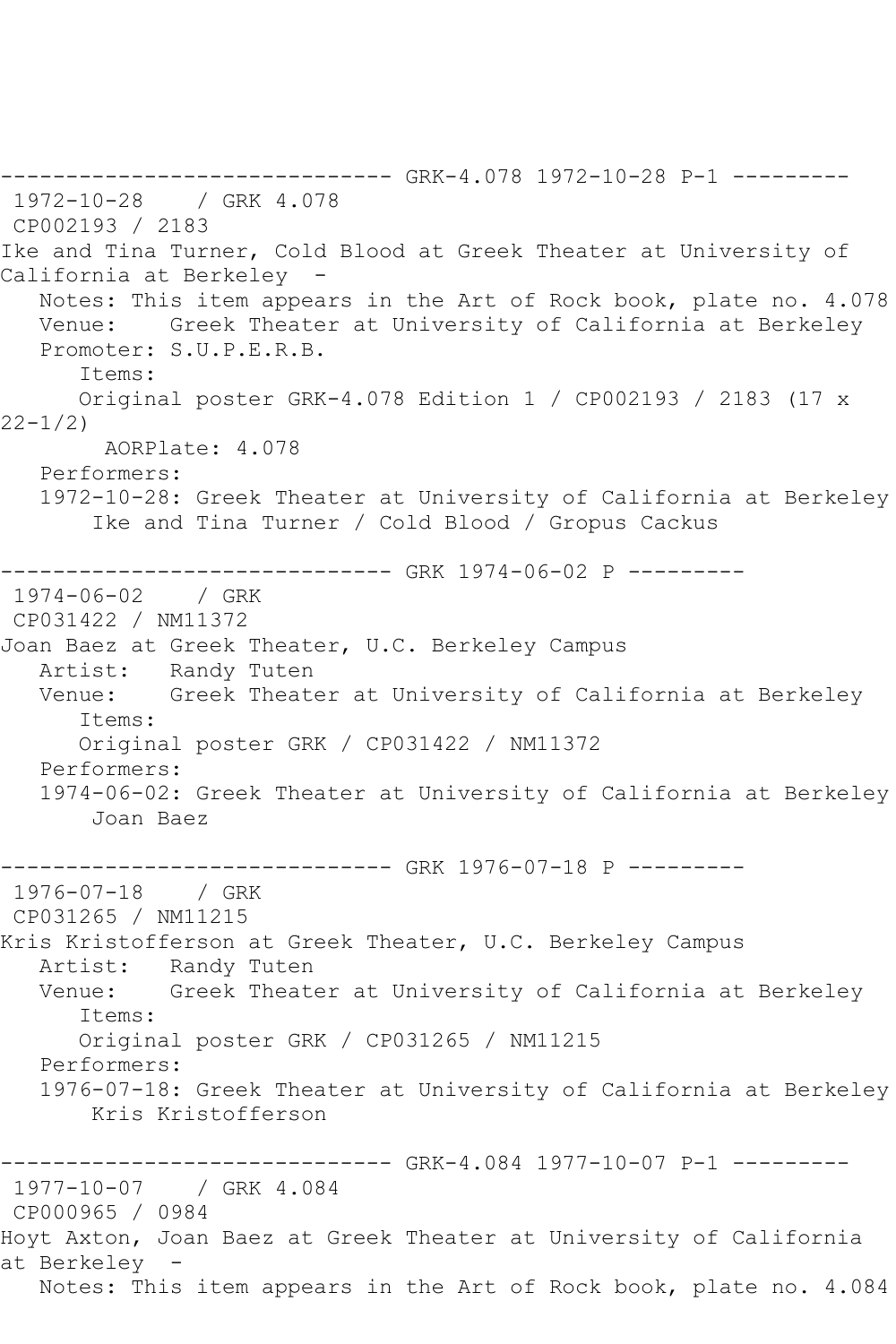------------------------------ GRK-4.078 1972-10-28 P-1 ---------

1972-10-28 / GRK 4.078
CP002193 / 2183
Ike and Tina Turner, Cold Blood at Greek Theater at University of California at Berkeley -
Notes: This item appears in the Art of Rock book, plate no. 4.078
Venue: Greek Theater at University of California at Berkeley
Promoter: S.U.P.E.R.B.
Items:
Original poster GRK-4.078 Edition 1 / CP002193 / 2183 (17 x 22-1/2)
AORPlate: 4.078
Performers:
1972-10-28: Greek Theater at University of California at Berkeley
Ike and Tina Turner / Cold Blood / Gropus Cackus

------------------------------ GRK 1974-06-02 P ---------

1974-06-02 / GRK
CP031422 / NM11372
Joan Baez at Greek Theater, U.C. Berkeley Campus
Artist: Randy Tuten
Venue: Greek Theater at University of California at Berkeley
Items:
Original poster GRK / CP031422 / NM11372
Performers:
1974-06-02: Greek Theater at University of California at Berkeley
Joan Baez

------------------------------ GRK 1976-07-18 P ---------

1976-07-18 / GRK
CP031265 / NM11215
Kris Kristofferson at Greek Theater, U.C. Berkeley Campus
Artist: Randy Tuten
Venue: Greek Theater at University of California at Berkeley
Items:
Original poster GRK / CP031265 / NM11215
Performers:
1976-07-18: Greek Theater at University of California at Berkeley
Kris Kristofferson

------------------------------ GRK-4.084 1977-10-07 P-1 ---------

1977-10-07 / GRK 4.084
CP000965 / 0984
Hoyt Axton, Joan Baez at Greek Theater at University of California at Berkeley -
Notes: This item appears in the Art of Rock book, plate no. 4.084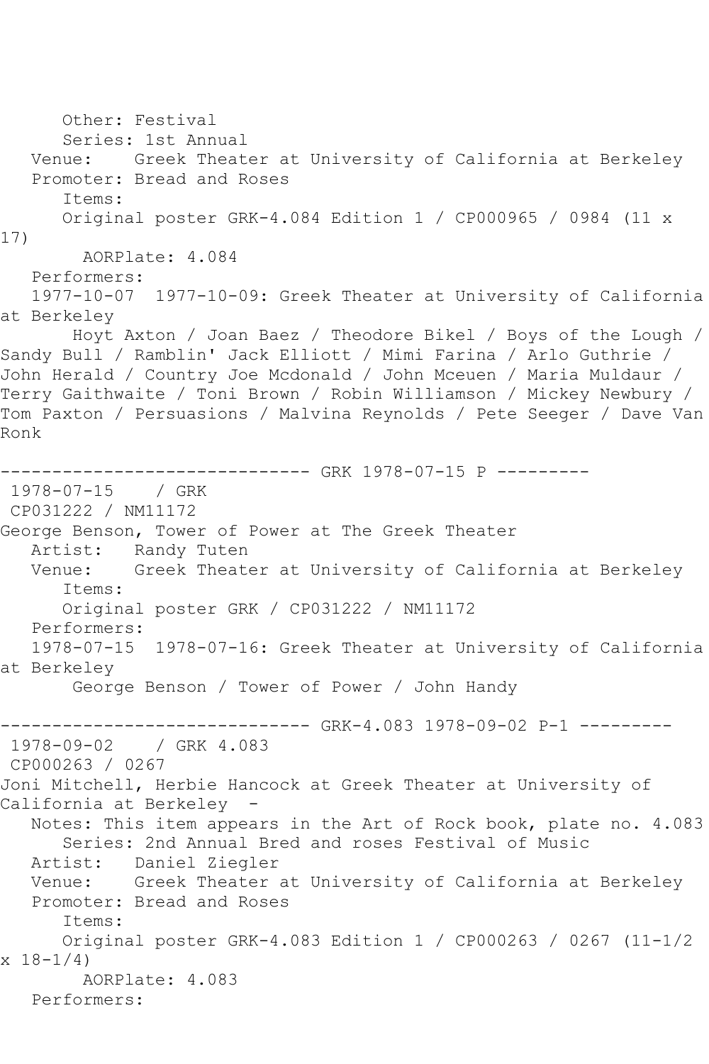Other: Festival
Series: 1st Annual
Venue: Greek Theater at University of California at Berkeley
Promoter: Bread and Roses
Items:
Original poster GRK-4.084 Edition 1 / CP000965 / 0984 (11 x 17)
AORPlate: 4.084
Performers:
1977-10-07 1977-10-09: Greek Theater at University of California at Berkeley
Hoyt Axton / Joan Baez / Theodore Bikel / Boys of the Lough / Sandy Bull / Ramblin' Jack Elliott / Mimi Farina / Arlo Guthrie / John Herald / Country Joe Mcdonald / John Mceuen / Maria Muldaur / Terry Gaithwaite / Toni Brown / Robin Williamson / Mickey Newbury / Tom Paxton / Persuasions / Malvina Reynolds / Pete Seeger / Dave Van Ronk

------------------------------ GRK 1978-07-15 P ---------

1978-07-15 / GRK
CP031222 / NM11172
George Benson, Tower of Power at The Greek Theater
Artist: Randy Tuten
Venue: Greek Theater at University of California at Berkeley
Items:
Original poster GRK / CP031222 / NM11172
Performers:
1978-07-15 1978-07-16: Greek Theater at University of California at Berkeley
George Benson / Tower of Power / John Handy

------------------------------ GRK-4.083 1978-09-02 P-1 ---------

1978-09-02 / GRK 4.083
CP000263 / 0267
Joni Mitchell, Herbie Hancock at Greek Theater at University of California at Berkeley -
Notes: This item appears in the Art of Rock book, plate no. 4.083
Series: 2nd Annual Bred and roses Festival of Music
Artist: Daniel Ziegler
Venue: Greek Theater at University of California at Berkeley
Promoter: Bread and Roses
Items:
Original poster GRK-4.083 Edition 1 / CP000263 / 0267 (11-1/2 x 18-1/4)
AORPlate: 4.083
Performers: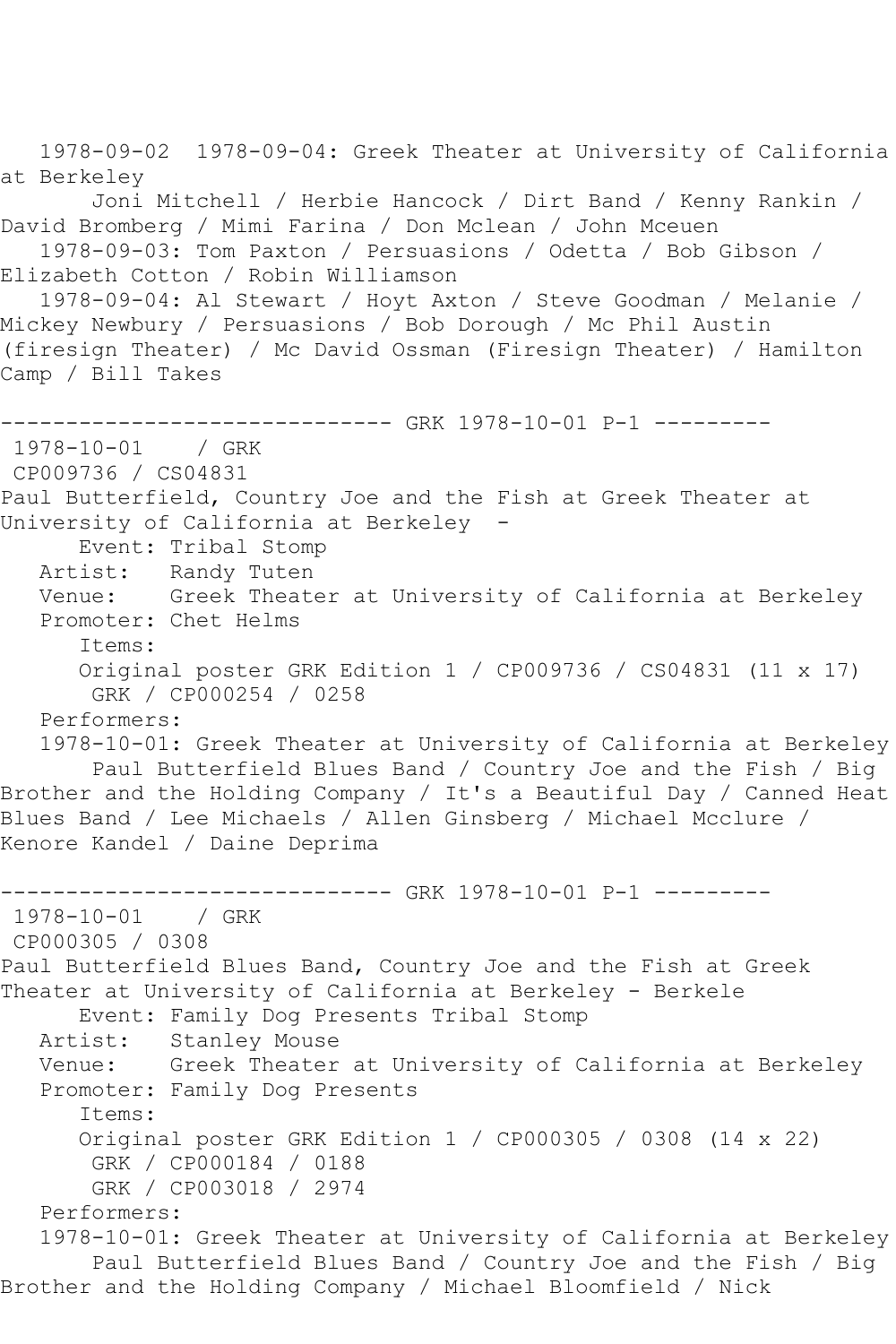1978-09-02 1978-09-04: Greek Theater at University of California at Berkeley
Joni Mitchell / Herbie Hancock / Dirt Band / Kenny Rankin / David Bromberg / Mimi Farina / Don Mclean / John Mceuen
1978-09-03: Tom Paxton / Persuasions / Odetta / Bob Gibson / Elizabeth Cotton / Robin Williamson
1978-09-04: Al Stewart / Hoyt Axton / Steve Goodman / Melanie / Mickey Newbury / Persuasions / Bob Dorough / Mc Phil Austin (firesign Theater) / Mc David Ossman (Firesign Theater) / Hamilton Camp / Bill Takes

------------------------------ GRK 1978-10-01 P-1 ---------

1978-10-01 / GRK
CP009736 / CS04831
Paul Butterfield, Country Joe and the Fish at Greek Theater at University of California at Berkeley -
Event: Tribal Stomp
Artist: Randy Tuten
Venue: Greek Theater at University of California at Berkeley
Promoter: Chet Helms
Items:
Original poster GRK Edition 1 / CP009736 / CS04831 (11 x 17)
GRK / CP000254 / 0258
Performers:
1978-10-01: Greek Theater at University of California at Berkeley
Paul Butterfield Blues Band / Country Joe and the Fish / Big Brother and the Holding Company / It's a Beautiful Day / Canned Heat Blues Band / Lee Michaels / Allen Ginsberg / Michael Mcclure / Kenore Kandel / Daine Deprima

------------------------------ GRK 1978-10-01 P-1 ---------

1978-10-01 / GRK
CP000305 / 0308
Paul Butterfield Blues Band, Country Joe and the Fish at Greek Theater at University of California at Berkeley - Berkele
Event: Family Dog Presents Tribal Stomp
Artist: Stanley Mouse
Venue: Greek Theater at University of California at Berkeley
Promoter: Family Dog Presents
Items:
Original poster GRK Edition 1 / CP000305 / 0308 (14 x 22)
GRK / CP000184 / 0188
GRK / CP003018 / 2974
Performers:
1978-10-01: Greek Theater at University of California at Berkeley
Paul Butterfield Blues Band / Country Joe and the Fish / Big Brother and the Holding Company / Michael Bloomfield / Nick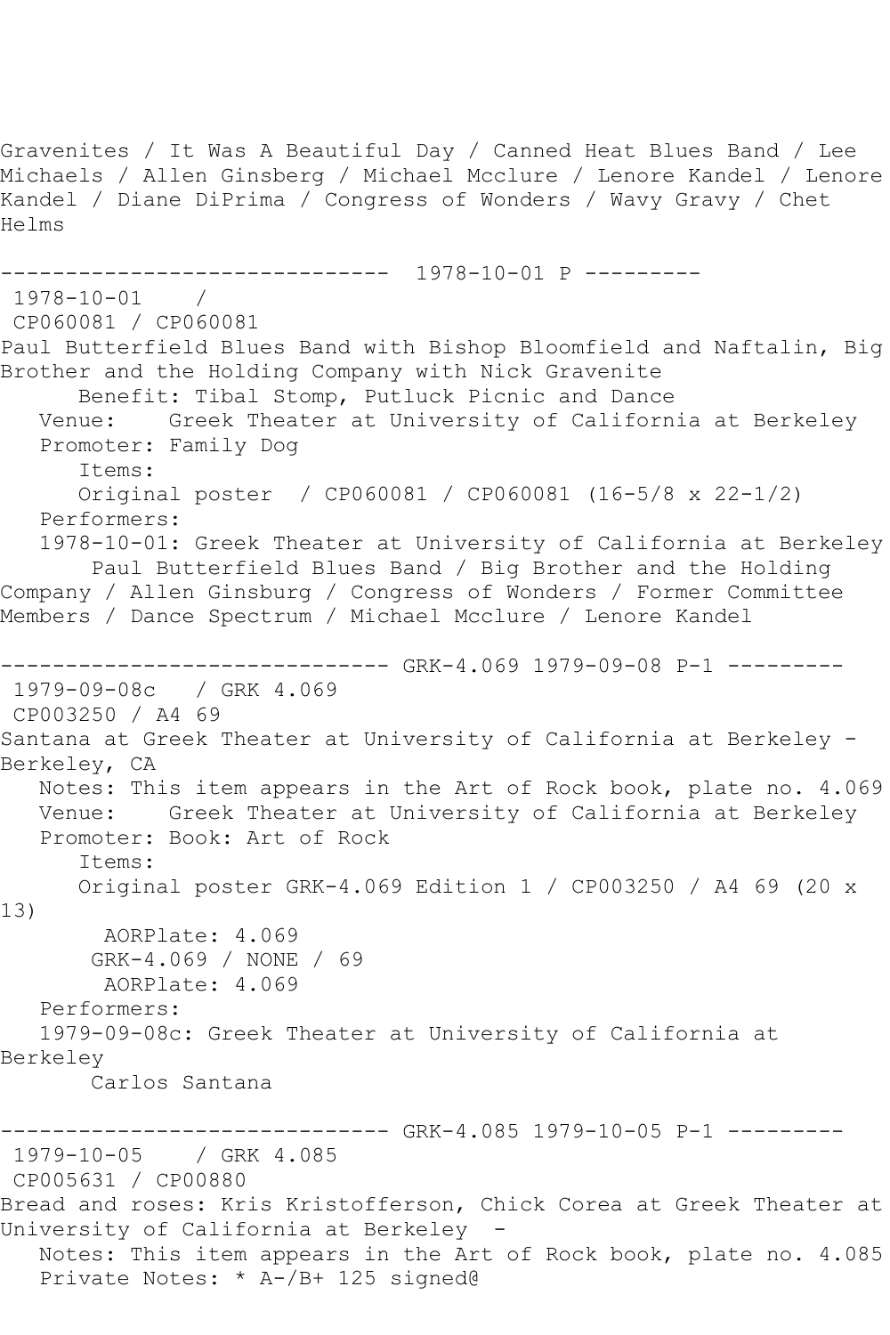Gravenites / It Was A Beautiful Day / Canned Heat Blues Band / Lee Michaels / Allen Ginsberg / Michael Mcclure / Lenore Kandel / Lenore Kandel / Diane DiPrima / Congress of Wonders / Wavy Gravy / Chet Helms

------------------------------ 1978-10-01 P ---------

1978-10-01 /
CP060081 / CP060081

Paul Butterfield Blues Band with Bishop Bloomfield and Naftalin, Big Brother and the Holding Company with Nick Gravenite

Benefit: Tibal Stomp, Putluck Picnic and Dance
Venue: Greek Theater at University of California at Berkeley
Promoter: Family Dog
Items:
Original poster / CP060081 / CP060081 (16-5/8 x 22-1/2)
Performers:
1978-10-01: Greek Theater at University of California at Berkeley
Paul Butterfield Blues Band / Big Brother and the Holding Company / Allen Ginsburg / Congress of Wonders / Former Committee Members / Dance Spectrum / Michael Mcclure / Lenore Kandel

------------------------------ GRK-4.069 1979-09-08 P-1 ---------

1979-09-08c / GRK 4.069
CP003250 / A4 69

Santana at Greek Theater at University of California at Berkeley - Berkeley, CA

Notes: This item appears in the Art of Rock book, plate no. 4.069
Venue: Greek Theater at University of California at Berkeley
Promoter: Book: Art of Rock
Items:
Original poster GRK-4.069 Edition 1 / CP003250 / A4 69 (20 x 13)
AORPlate: 4.069
GRK-4.069 / NONE / 69
AORPlate: 4.069
Performers:
1979-09-08c: Greek Theater at University of California at Berkeley
Carlos Santana

------------------------------ GRK-4.085 1979-10-05 P-1 ---------

1979-10-05 / GRK 4.085
CP005631 / CP00880

Bread and roses: Kris Kristofferson, Chick Corea at Greek Theater at University of California at Berkeley -

Notes: This item appears in the Art of Rock book, plate no. 4.085
Private Notes: * A-/B+ 125 signed@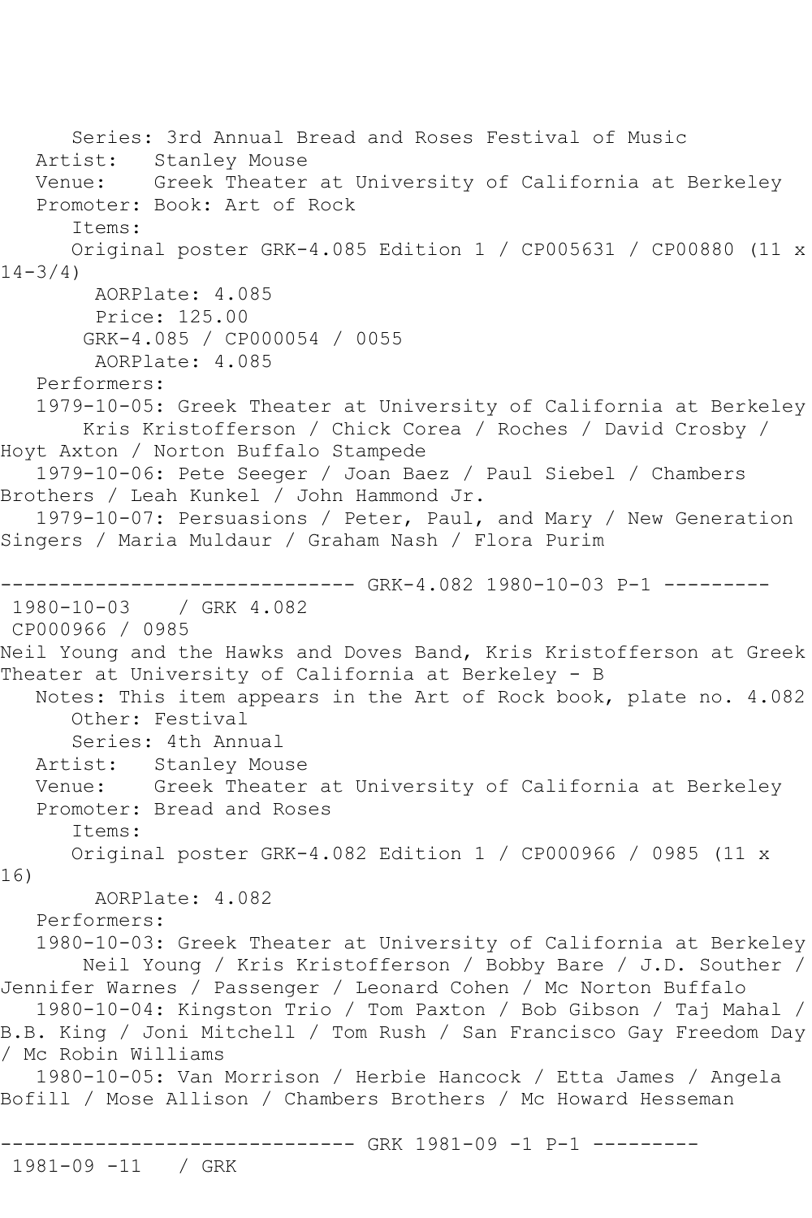Series: 3rd Annual Bread and Roses Festival of Music
Artist: Stanley Mouse
Venue: Greek Theater at University of California at Berkeley
Promoter: Book: Art of Rock
Items:
Original poster GRK-4.085 Edition 1 / CP005631 / CP00880 (11 x 14-3/4)
AORPlate: 4.085
Price: 125.00
GRK-4.085 / CP000054 / 0055
AORPlate: 4.085
Performers:
1979-10-05: Greek Theater at University of California at Berkeley
Kris Kristofferson / Chick Corea / Roches / David Crosby / Hoyt Axton / Norton Buffalo Stampede
1979-10-06: Pete Seeger / Joan Baez / Paul Siebel / Chambers Brothers / Leah Kunkel / John Hammond Jr.
1979-10-07: Persuasions / Peter, Paul, and Mary / New Generation Singers / Maria Muldaur / Graham Nash / Flora Purim

------------------------------ GRK-4.082 1980-10-03 P-1 ---------

1980-10-03 / GRK 4.082
CP000966 / 0985
Neil Young and the Hawks and Doves Band, Kris Kristofferson at Greek Theater at University of California at Berkeley - B
Notes: This item appears in the Art of Rock book, plate no. 4.082
Other: Festival
Series: 4th Annual
Artist: Stanley Mouse
Venue: Greek Theater at University of California at Berkeley
Promoter: Bread and Roses
Items:
Original poster GRK-4.082 Edition 1 / CP000966 / 0985 (11 x 16)
AORPlate: 4.082
Performers:
1980-10-03: Greek Theater at University of California at Berkeley
Neil Young / Kris Kristofferson / Bobby Bare / J.D. Souther / Jennifer Warnes / Passenger / Leonard Cohen / Mc Norton Buffalo
1980-10-04: Kingston Trio / Tom Paxton / Bob Gibson / Taj Mahal / B.B. King / Joni Mitchell / Tom Rush / San Francisco Gay Freedom Day / Mc Robin Williams
1980-10-05: Van Morrison / Herbie Hancock / Etta James / Angela Bofill / Mose Allison / Chambers Brothers / Mc Howard Hesseman

------------------------------ GRK 1981-09 -1 P-1 ---------

1981-09 -11 / GRK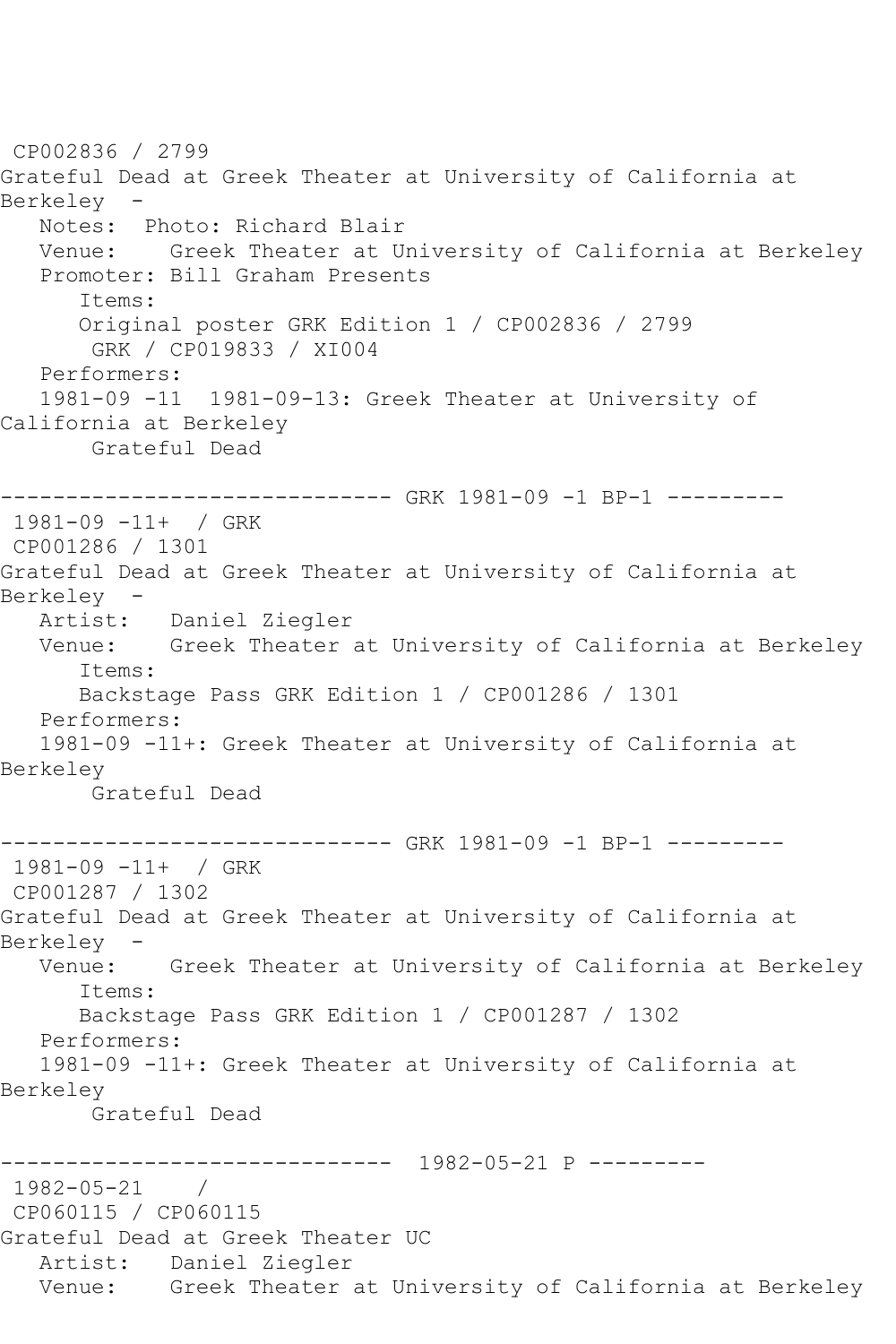CP002836 / 2799
Grateful Dead at Greek Theater at University of California at Berkeley -
Notes: Photo: Richard Blair
Venue: Greek Theater at University of California at Berkeley
Promoter: Bill Graham Presents
Items:
Original poster GRK Edition 1 / CP002836 / 2799
GRK / CP019833 / XI004
Performers:
1981-09 -11 1981-09-13: Greek Theater at University of California at Berkeley
Grateful Dead

------------------------------ GRK 1981-09 -1 BP-1 ---------
1981-09 -11+ / GRK
CP001286 / 1301
Grateful Dead at Greek Theater at University of California at Berkeley -
Artist: Daniel Ziegler
Venue: Greek Theater at University of California at Berkeley
Items:
Backstage Pass GRK Edition 1 / CP001286 / 1301
Performers:
1981-09 -11+: Greek Theater at University of California at Berkeley
Grateful Dead

------------------------------ GRK 1981-09 -1 BP-1 ---------
1981-09 -11+ / GRK
CP001287 / 1302
Grateful Dead at Greek Theater at University of California at Berkeley -
Venue: Greek Theater at University of California at Berkeley
Items:
Backstage Pass GRK Edition 1 / CP001287 / 1302
Performers:
1981-09 -11+: Greek Theater at University of California at Berkeley
Grateful Dead

------------------------------ 1982-05-21 P ---------
1982-05-21 /
CP060115 / CP060115
Grateful Dead at Greek Theater UC
Artist: Daniel Ziegler
Venue: Greek Theater at University of California at Berkeley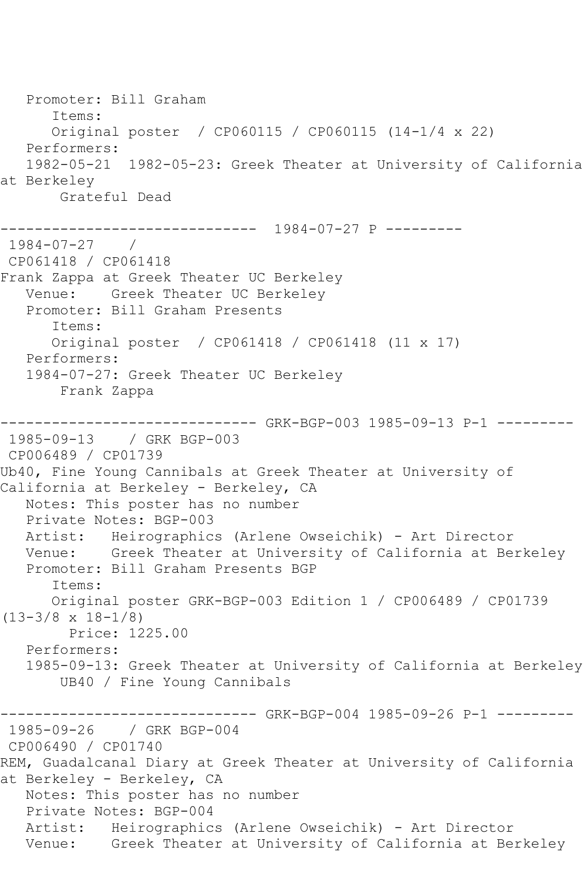```
   Promoter: Bill Graham
      Items:
      Original poster  / CP060115 / CP060115 (14-1/4 x 22)
   Performers:
   1982-05-21  1982-05-23: Greek Theater at University of California
at Berkeley
       Grateful Dead

------------------------------  1984-07-27 P ---------
 1984-07-27    /
 CP061418 / CP061418
Frank Zappa at Greek Theater UC Berkeley
   Venue:    Greek Theater UC Berkeley
   Promoter: Bill Graham Presents
      Items:
      Original poster  / CP061418 / CP061418 (11 x 17)
   Performers:
   1984-07-27: Greek Theater UC Berkeley
       Frank Zappa

------------------------------ GRK-BGP-003 1985-09-13 P-1 ---------
 1985-09-13    / GRK BGP-003
 CP006489 / CP01739
Ub40, Fine Young Cannibals at Greek Theater at University of
California at Berkeley - Berkeley, CA
   Notes: This poster has no number
   Private Notes: BGP-003
   Artist:   Heirographics (Arlene Owseichik) - Art Director
   Venue:    Greek Theater at University of California at Berkeley
   Promoter: Bill Graham Presents BGP
      Items:
      Original poster GRK-BGP-003 Edition 1 / CP006489 / CP01739
(13-3/8 x 18-1/8)
        Price: 1225.00
   Performers:
   1985-09-13: Greek Theater at University of California at Berkeley
       UB40 / Fine Young Cannibals

------------------------------ GRK-BGP-004 1985-09-26 P-1 ---------
 1985-09-26    / GRK BGP-004
 CP006490 / CP01740
REM, Guadalcanal Diary at Greek Theater at University of California
at Berkeley - Berkeley, CA
   Notes: This poster has no number
   Private Notes: BGP-004
   Artist:   Heirographics (Arlene Owseichik) - Art Director
   Venue:    Greek Theater at University of California at Berkeley
```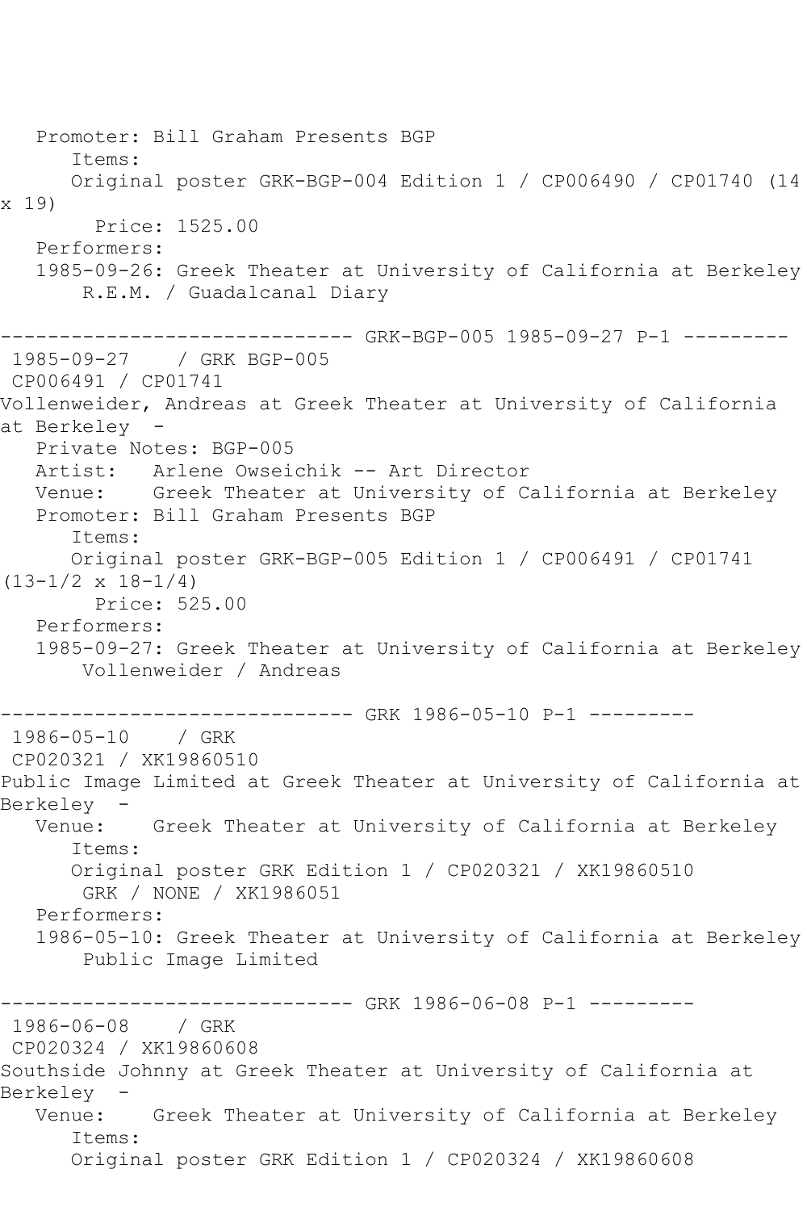```
   Promoter: Bill Graham Presents BGP
      Items:
      Original poster GRK-BGP-004 Edition 1 / CP006490 / CP01740 (14
x 19)
        Price: 1525.00
   Performers:
   1985-09-26: Greek Theater at University of California at Berkeley
       R.E.M. / Guadalcanal Diary

------------------------------ GRK-BGP-005 1985-09-27 P-1 ---------
 1985-09-27    / GRK BGP-005
 CP006491 / CP01741
Vollenweider, Andreas at Greek Theater at University of California
at Berkeley  -
   Private Notes: BGP-005
   Artist:   Arlene Owseichik -- Art Director
   Venue:    Greek Theater at University of California at Berkeley
   Promoter: Bill Graham Presents BGP
      Items:
      Original poster GRK-BGP-005 Edition 1 / CP006491 / CP01741
(13-1/2 x 18-1/4)
        Price: 525.00
   Performers:
   1985-09-27: Greek Theater at University of California at Berkeley
       Vollenweider / Andreas

------------------------------ GRK 1986-05-10 P-1 ---------
 1986-05-10    / GRK
 CP020321 / XK19860510
Public Image Limited at Greek Theater at University of California at
Berkeley  -
   Venue:    Greek Theater at University of California at Berkeley
      Items:
      Original poster GRK Edition 1 / CP020321 / XK19860510
       GRK / NONE / XK1986051
   Performers:
   1986-05-10: Greek Theater at University of California at Berkeley
       Public Image Limited

------------------------------ GRK 1986-06-08 P-1 ---------
 1986-06-08    / GRK
 CP020324 / XK19860608
Southside Johnny at Greek Theater at University of California at
Berkeley  -
   Venue:    Greek Theater at University of California at Berkeley
      Items:
      Original poster GRK Edition 1 / CP020324 / XK19860608
```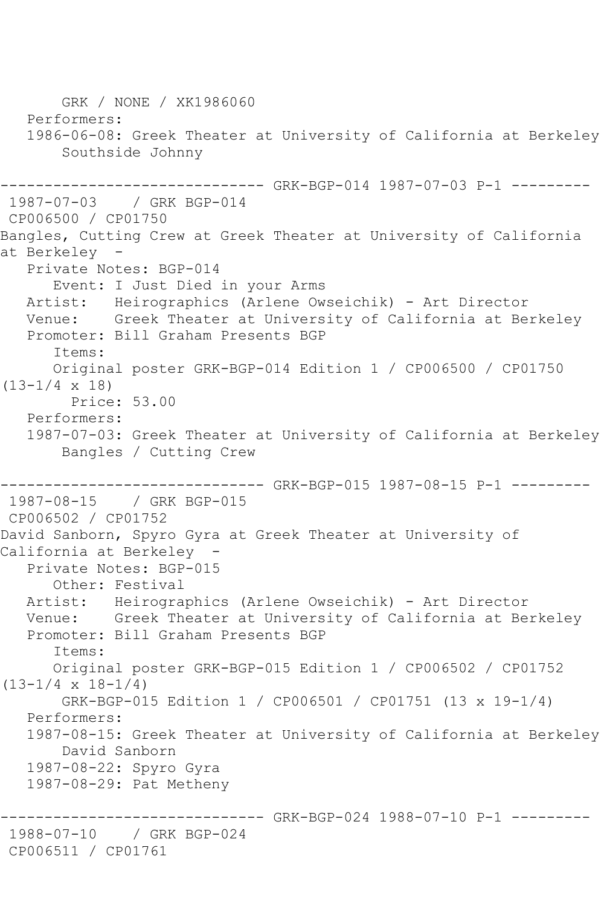GRK / NONE / XK1986060
Performers:
1986-06-08: Greek Theater at University of California at Berkeley
Southside Johnny

------------------------------ GRK-BGP-014 1987-07-03 P-1 ---------

1987-07-03 / GRK BGP-014
CP006500 / CP01750
Bangles, Cutting Crew at Greek Theater at University of California at Berkeley -
Private Notes: BGP-014
Event: I Just Died in your Arms
Artist: Heirographics (Arlene Owseichik) - Art Director
Venue: Greek Theater at University of California at Berkeley
Promoter: Bill Graham Presents BGP
Items:
Original poster GRK-BGP-014 Edition 1 / CP006500 / CP01750 (13-1/4 x 18)
Price: 53.00
Performers:
1987-07-03: Greek Theater at University of California at Berkeley
Bangles / Cutting Crew

------------------------------ GRK-BGP-015 1987-08-15 P-1 ---------

1987-08-15 / GRK BGP-015
CP006502 / CP01752
David Sanborn, Spyro Gyra at Greek Theater at University of California at Berkeley -
Private Notes: BGP-015
Other: Festival
Artist: Heirographics (Arlene Owseichik) - Art Director
Venue: Greek Theater at University of California at Berkeley
Promoter: Bill Graham Presents BGP
Items:
Original poster GRK-BGP-015 Edition 1 / CP006502 / CP01752 (13-1/4 x 18-1/4)
GRK-BGP-015 Edition 1 / CP006501 / CP01751 (13 x 19-1/4)
Performers:
1987-08-15: Greek Theater at University of California at Berkeley
David Sanborn
1987-08-22: Spyro Gyra
1987-08-29: Pat Metheny

------------------------------ GRK-BGP-024 1988-07-10 P-1 ---------

1988-07-10 / GRK BGP-024
CP006511 / CP01761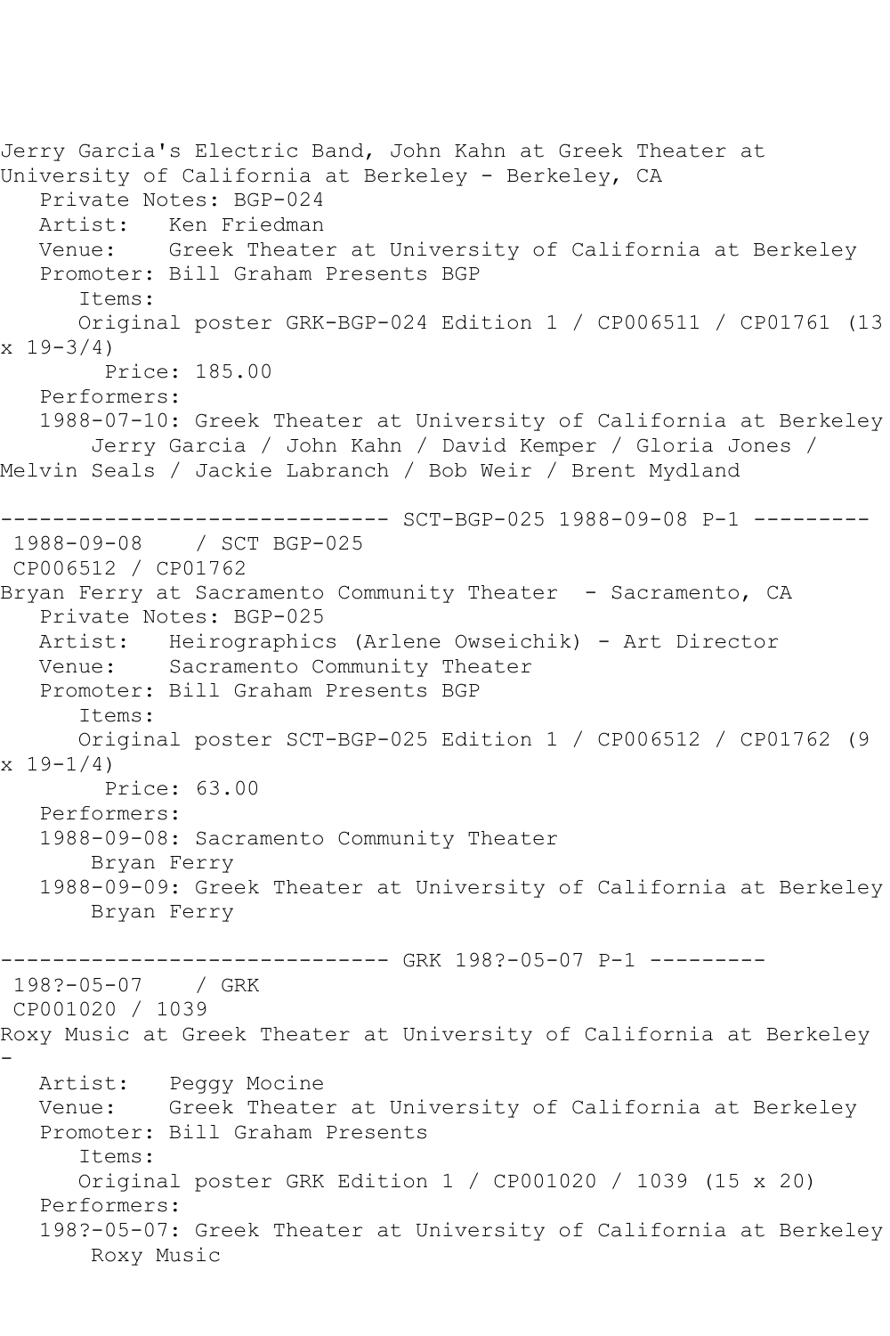Jerry Garcia's Electric Band, John Kahn at Greek Theater at University of California at Berkeley - Berkeley, CA

Private Notes: BGP-024

Artist: Ken Friedman

Venue: Greek Theater at University of California at Berkeley

Promoter: Bill Graham Presents BGP

Items:

Original poster GRK-BGP-024 Edition 1 / CP006511 / CP01761 (13 x 19-3/4)

Price: 185.00

Performers:

1988-07-10: Greek Theater at University of California at Berkeley

Jerry Garcia / John Kahn / David Kemper / Gloria Jones / Melvin Seals / Jackie Labranch / Bob Weir / Brent Mydland

------------------------------ SCT-BGP-025 1988-09-08 P-1 ---------

1988-09-08 / SCT BGP-025

CP006512 / CP01762

Bryan Ferry at Sacramento Community Theater - Sacramento, CA

Private Notes: BGP-025

Artist: Heirographics (Arlene Owseichik) - Art Director

Venue: Sacramento Community Theater

Promoter: Bill Graham Presents BGP

Items:

Original poster SCT-BGP-025 Edition 1 / CP006512 / CP01762 (9 x 19-1/4)

Price: 63.00

Performers:

1988-09-08: Sacramento Community Theater

Bryan Ferry

1988-09-09: Greek Theater at University of California at Berkeley

Bryan Ferry

------------------------------ GRK 198?-05-07 P-1 ---------

198?-05-07 / GRK

CP001020 / 1039

Roxy Music at Greek Theater at University of California at Berkeley -

Artist: Peggy Mocine

Venue: Greek Theater at University of California at Berkeley

Promoter: Bill Graham Presents

Items:

Original poster GRK Edition 1 / CP001020 / 1039 (15 x 20)

Performers:

198?-05-07: Greek Theater at University of California at Berkeley

Roxy Music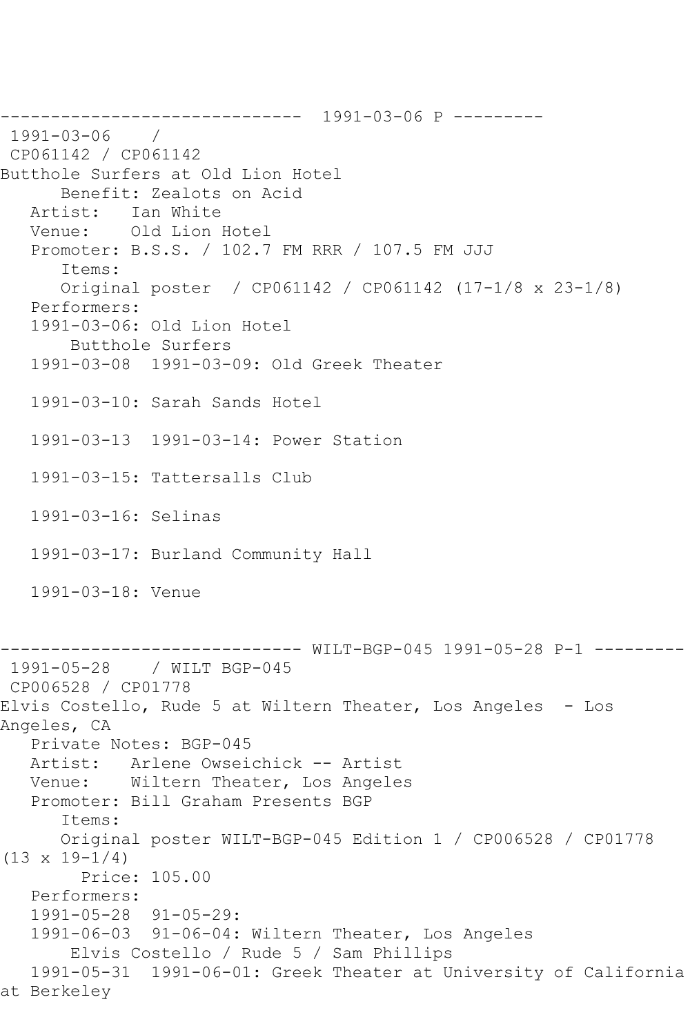------------------------------  1991-03-06 P ---------

1991-03-06    /

CP061142 / CP061142

Butthole Surfers at Old Lion Hotel

Benefit: Zealots on Acid

Artist:   Ian White

Venue:    Old Lion Hotel

Promoter: B.S.S. / 102.7 FM RRR / 107.5 FM JJJ

Items:

Original poster  / CP061142 / CP061142 (17-1/8 x 23-1/8)

Performers:

1991-03-06: Old Lion Hotel

Butthole Surfers

1991-03-08  1991-03-09: Old Greek Theater

1991-03-10: Sarah Sands Hotel

1991-03-13  1991-03-14: Power Station

1991-03-15: Tattersalls Club

1991-03-16: Selinas

1991-03-17: Burland Community Hall

1991-03-18: Venue

------------------------------ WILT-BGP-045 1991-05-28 P-1 ---------

1991-05-28    / WILT BGP-045

CP006528 / CP01778

Elvis Costello, Rude 5 at Wiltern Theater, Los Angeles  - Los Angeles, CA

Private Notes: BGP-045

Artist:   Arlene Owseichick -- Artist

Venue:    Wiltern Theater, Los Angeles

Promoter: Bill Graham Presents BGP

Items:

Original poster WILT-BGP-045 Edition 1 / CP006528 / CP01778 (13 x 19-1/4)

Price: 105.00

Performers:

1991-05-28  91-05-29:

1991-06-03  91-06-04: Wiltern Theater, Los Angeles

Elvis Costello / Rude 5 / Sam Phillips

1991-05-31  1991-06-01: Greek Theater at University of California at Berkeley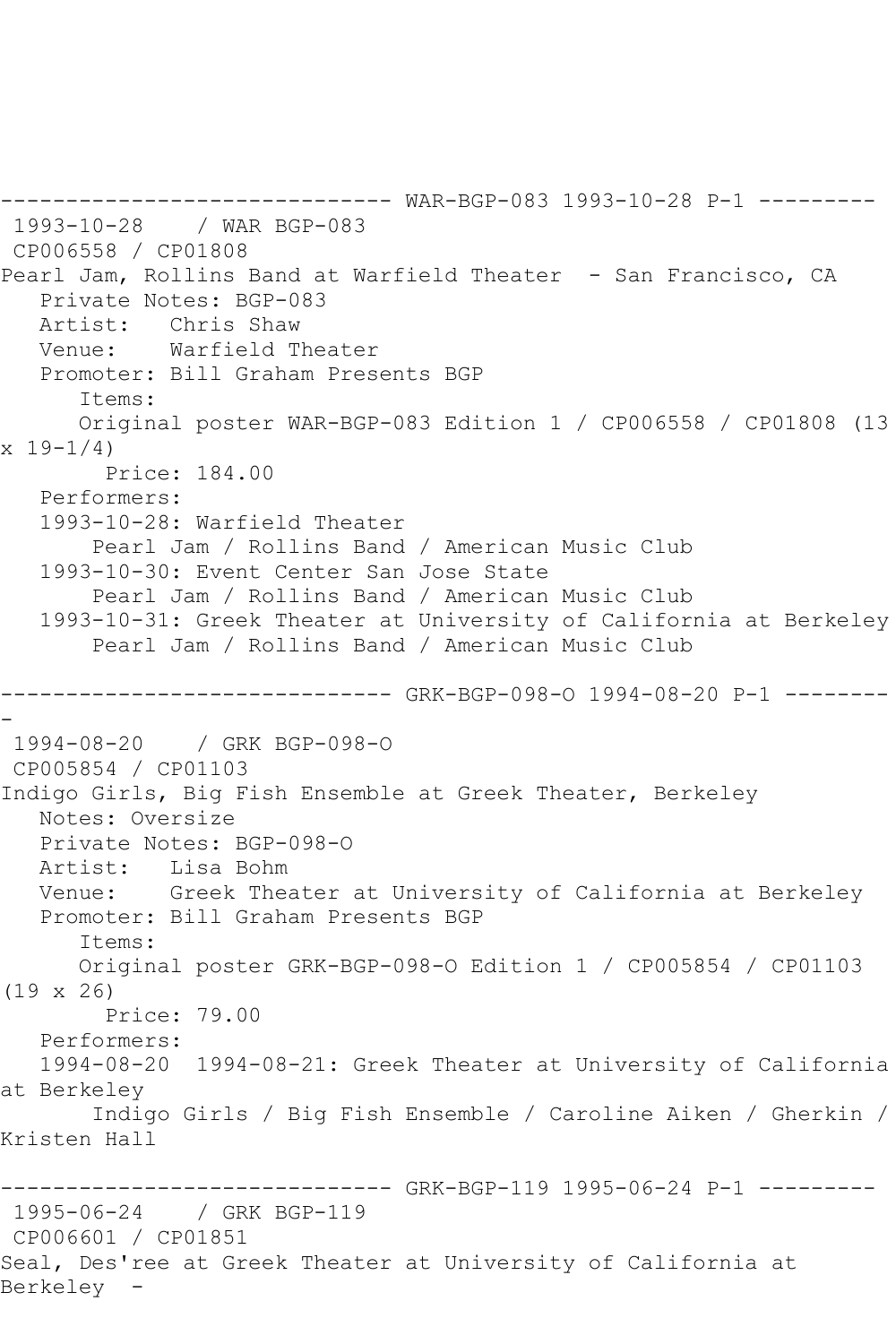------------------------------ WAR-BGP-083 1993-10-28 P-1 ---------

1993-10-28 / WAR BGP-083
CP006558 / CP01808
Pearl Jam, Rollins Band at Warfield Theater - San Francisco, CA
Private Notes: BGP-083
Artist: Chris Shaw
Venue: Warfield Theater
Promoter: Bill Graham Presents BGP
Items:
Original poster WAR-BGP-083 Edition 1 / CP006558 / CP01808 (13 x 19-1/4)
Price: 184.00
Performers:
1993-10-28: Warfield Theater
Pearl Jam / Rollins Band / American Music Club
1993-10-30: Event Center San Jose State
Pearl Jam / Rollins Band / American Music Club
1993-10-31: Greek Theater at University of California at Berkeley
Pearl Jam / Rollins Band / American Music Club

------------------------------ GRK-BGP-098-O 1994-08-20 P-1 ---------

1994-08-20 / GRK BGP-098-O
CP005854 / CP01103
Indigo Girls, Big Fish Ensemble at Greek Theater, Berkeley
Notes: Oversize
Private Notes: BGP-098-O
Artist: Lisa Bohm
Venue: Greek Theater at University of California at Berkeley
Promoter: Bill Graham Presents BGP
Items:
Original poster GRK-BGP-098-O Edition 1 / CP005854 / CP01103 (19 x 26)
Price: 79.00
Performers:
1994-08-20 1994-08-21: Greek Theater at University of California at Berkeley
Indigo Girls / Big Fish Ensemble / Caroline Aiken / Gherkin / Kristen Hall

------------------------------ GRK-BGP-119 1995-06-24 P-1 ---------

1995-06-24 / GRK BGP-119
CP006601 / CP01851
Seal, Des'ree at Greek Theater at University of California at Berkeley -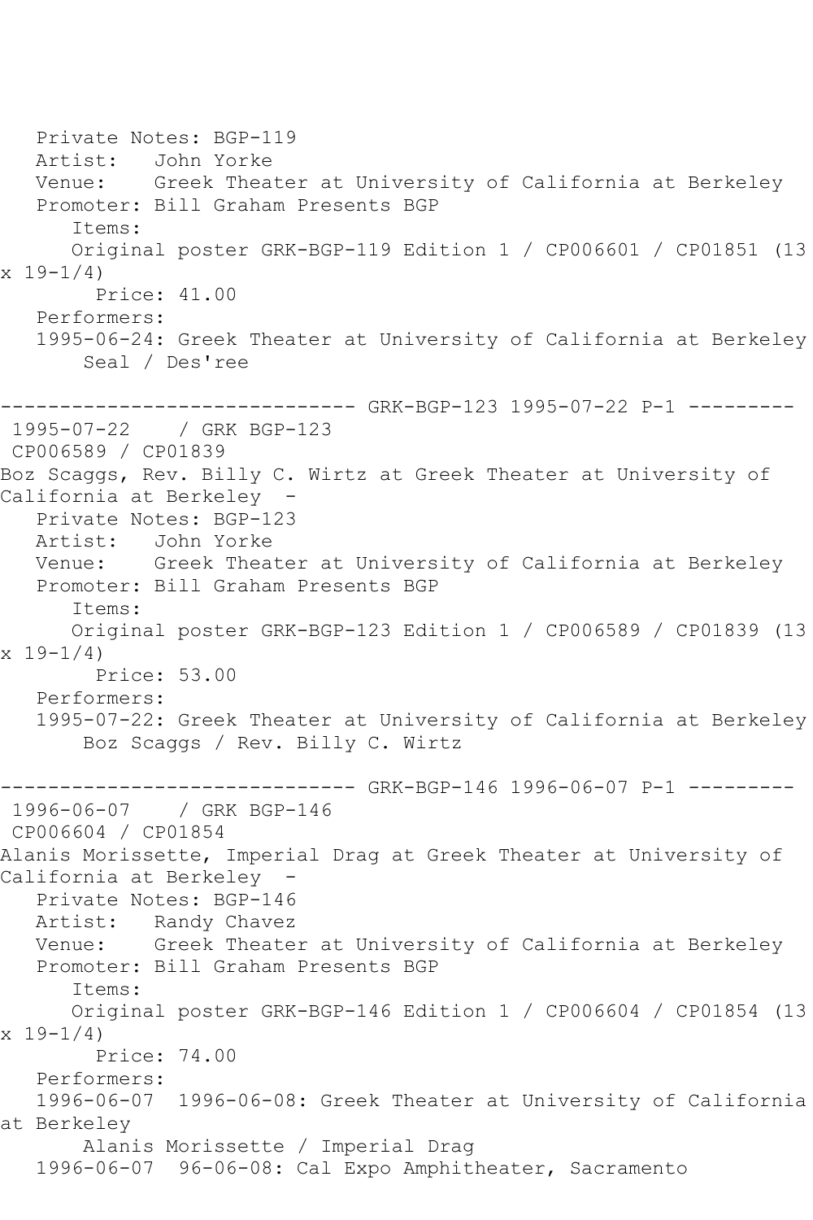Private Notes: BGP-119
Artist: John Yorke
Venue: Greek Theater at University of California at Berkeley
Promoter: Bill Graham Presents BGP
Items:
Original poster GRK-BGP-119 Edition 1 / CP006601 / CP01851 (13 x 19-1/4)
Price: 41.00
Performers:
1995-06-24: Greek Theater at University of California at Berkeley
Seal / Des'ree

------------------------------ GRK-BGP-123 1995-07-22 P-1 ---------

1995-07-22 / GRK BGP-123
CP006589 / CP01839
Boz Scaggs, Rev. Billy C. Wirtz at Greek Theater at University of California at Berkeley -
Private Notes: BGP-123
Artist: John Yorke
Venue: Greek Theater at University of California at Berkeley
Promoter: Bill Graham Presents BGP
Items:
Original poster GRK-BGP-123 Edition 1 / CP006589 / CP01839 (13 x 19-1/4)
Price: 53.00
Performers:
1995-07-22: Greek Theater at University of California at Berkeley
Boz Scaggs / Rev. Billy C. Wirtz

------------------------------ GRK-BGP-146 1996-06-07 P-1 ---------

1996-06-07 / GRK BGP-146
CP006604 / CP01854
Alanis Morissette, Imperial Drag at Greek Theater at University of California at Berkeley -
Private Notes: BGP-146
Artist: Randy Chavez
Venue: Greek Theater at University of California at Berkeley
Promoter: Bill Graham Presents BGP
Items:
Original poster GRK-BGP-146 Edition 1 / CP006604 / CP01854 (13 x 19-1/4)
Price: 74.00
Performers:
1996-06-07 1996-06-08: Greek Theater at University of California at Berkeley
Alanis Morissette / Imperial Drag
1996-06-07 96-06-08: Cal Expo Amphitheater, Sacramento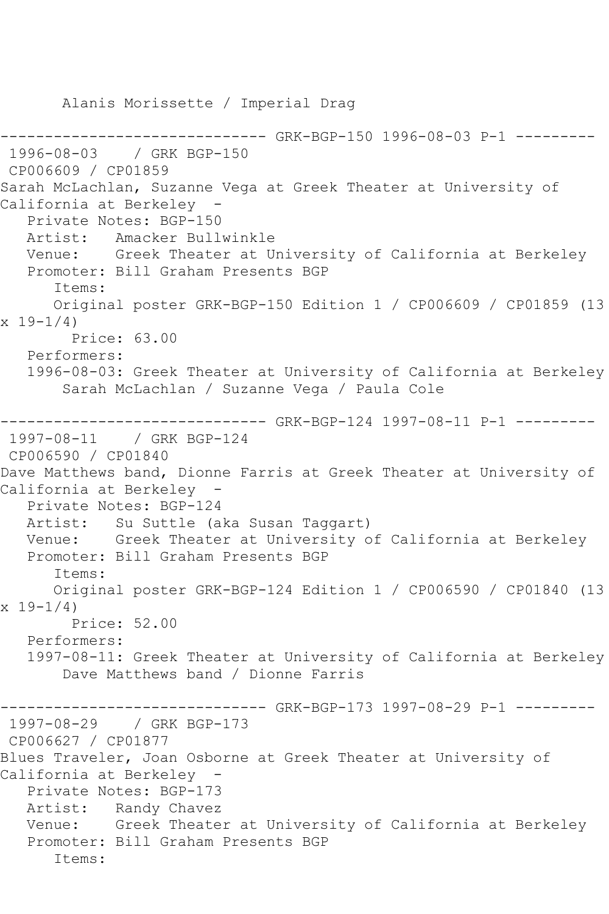Alanis Morissette / Imperial Drag

------------------------------ GRK-BGP-150 1996-08-03 P-1 ---------

1996-08-03 / GRK BGP-150

CP006609 / CP01859

Sarah McLachlan, Suzanne Vega at Greek Theater at University of California at Berkeley -

Private Notes: BGP-150

Artist: Amacker Bullwinkle

Venue: Greek Theater at University of California at Berkeley

Promoter: Bill Graham Presents BGP

Items:

Original poster GRK-BGP-150 Edition 1 / CP006609 / CP01859 (13 x 19-1/4)

Price: 63.00

Performers:

1996-08-03: Greek Theater at University of California at Berkeley

Sarah McLachlan / Suzanne Vega / Paula Cole

------------------------------ GRK-BGP-124 1997-08-11 P-1 ---------

1997-08-11 / GRK BGP-124

CP006590 / CP01840

Dave Matthews band, Dionne Farris at Greek Theater at University of California at Berkeley -

Private Notes: BGP-124

Artist: Su Suttle (aka Susan Taggart)

Venue: Greek Theater at University of California at Berkeley

Promoter: Bill Graham Presents BGP

Items:

Original poster GRK-BGP-124 Edition 1 / CP006590 / CP01840 (13 x 19-1/4)

Price: 52.00

Performers:

1997-08-11: Greek Theater at University of California at Berkeley

Dave Matthews band / Dionne Farris

------------------------------ GRK-BGP-173 1997-08-29 P-1 ---------

1997-08-29 / GRK BGP-173

CP006627 / CP01877

Blues Traveler, Joan Osborne at Greek Theater at University of California at Berkeley -

Private Notes: BGP-173

Artist: Randy Chavez

Venue: Greek Theater at University of California at Berkeley

Promoter: Bill Graham Presents BGP

Items: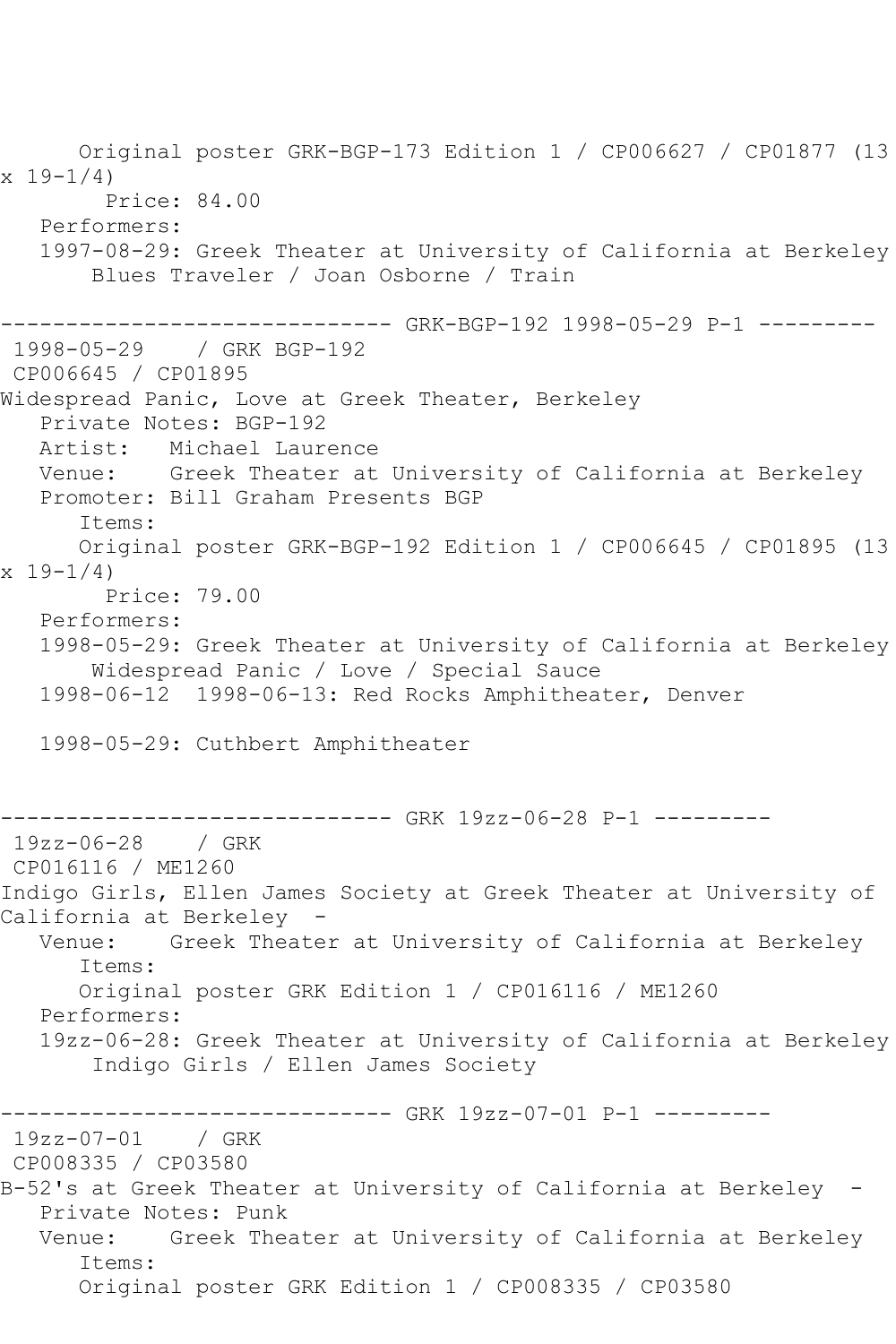```
      Original poster GRK-BGP-173 Edition 1 / CP006627 / CP01877 (13
x 19-1/4)
        Price: 84.00
   Performers:
   1997-08-29: Greek Theater at University of California at Berkeley
       Blues Traveler / Joan Osborne / Train

------------------------------ GRK-BGP-192 1998-05-29 P-1 ---------
 1998-05-29    / GRK BGP-192
 CP006645 / CP01895
Widespread Panic, Love at Greek Theater, Berkeley
   Private Notes: BGP-192
   Artist:   Michael Laurence
   Venue:    Greek Theater at University of California at Berkeley
   Promoter: Bill Graham Presents BGP
      Items:
      Original poster GRK-BGP-192 Edition 1 / CP006645 / CP01895 (13
x 19-1/4)
        Price: 79.00
   Performers:
   1998-05-29: Greek Theater at University of California at Berkeley
       Widespread Panic / Love / Special Sauce
   1998-06-12  1998-06-13: Red Rocks Amphitheater, Denver

   1998-05-29: Cuthbert Amphitheater


------------------------------ GRK 19zz-06-28 P-1 ---------
 19zz-06-28    / GRK
 CP016116 / ME1260
Indigo Girls, Ellen James Society at Greek Theater at University of
California at Berkeley  -
   Venue:    Greek Theater at University of California at Berkeley
      Items:
      Original poster GRK Edition 1 / CP016116 / ME1260
   Performers:
   19zz-06-28: Greek Theater at University of California at Berkeley
       Indigo Girls / Ellen James Society

------------------------------ GRK 19zz-07-01 P-1 ---------
 19zz-07-01    / GRK
 CP008335 / CP03580
B-52's at Greek Theater at University of California at Berkeley  -
   Private Notes: Punk
   Venue:    Greek Theater at University of California at Berkeley
      Items:
      Original poster GRK Edition 1 / CP008335 / CP03580
```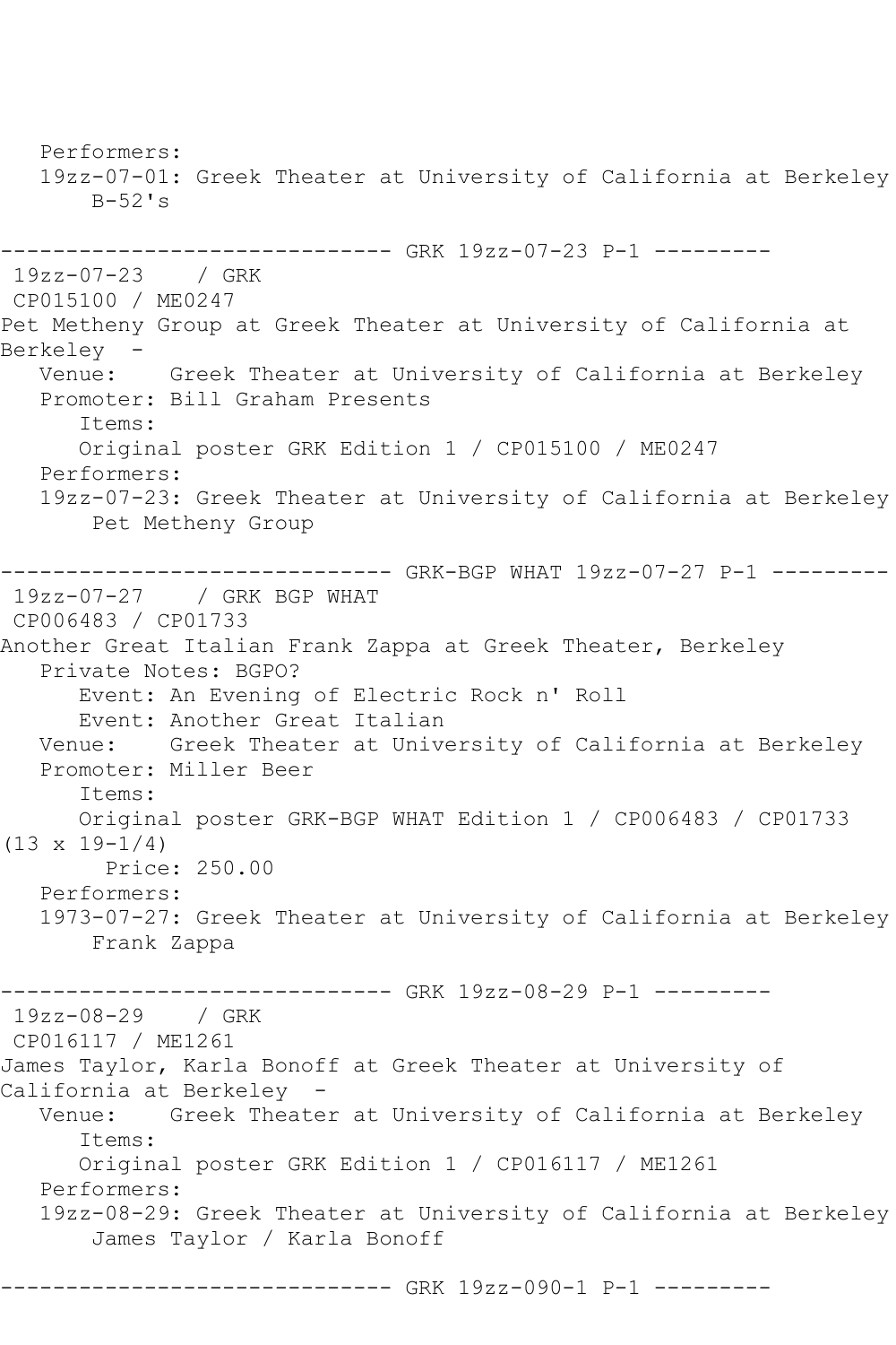Performers:
   19zz-07-01: Greek Theater at University of California at Berkeley
       B-52's

------------------------------ GRK 19zz-07-23 P-1 ---------
 19zz-07-23    / GRK
 CP015100 / ME0247
Pet Metheny Group at Greek Theater at University of California at Berkeley  -
   Venue:    Greek Theater at University of California at Berkeley
   Promoter: Bill Graham Presents
      Items:
      Original poster GRK Edition 1 / CP015100 / ME0247
   Performers:
   19zz-07-23: Greek Theater at University of California at Berkeley
       Pet Metheny Group

------------------------------ GRK-BGP WHAT 19zz-07-27 P-1 ---------
 19zz-07-27    / GRK BGP WHAT
 CP006483 / CP01733
Another Great Italian Frank Zappa at Greek Theater, Berkeley
   Private Notes: BGPO?
      Event: An Evening of Electric Rock n' Roll
      Event: Another Great Italian
   Venue:    Greek Theater at University of California at Berkeley
   Promoter: Miller Beer
      Items:
      Original poster GRK-BGP WHAT Edition 1 / CP006483 / CP01733 (13 x 19-1/4)
        Price: 250.00
   Performers:
   1973-07-27: Greek Theater at University of California at Berkeley
       Frank Zappa

------------------------------ GRK 19zz-08-29 P-1 ---------
 19zz-08-29    / GRK
 CP016117 / ME1261
James Taylor, Karla Bonoff at Greek Theater at University of California at Berkeley  -
   Venue:    Greek Theater at University of California at Berkeley
      Items:
      Original poster GRK Edition 1 / CP016117 / ME1261
   Performers:
   19zz-08-29: Greek Theater at University of California at Berkeley
       James Taylor / Karla Bonoff

------------------------------ GRK 19zz-090-1 P-1 ---------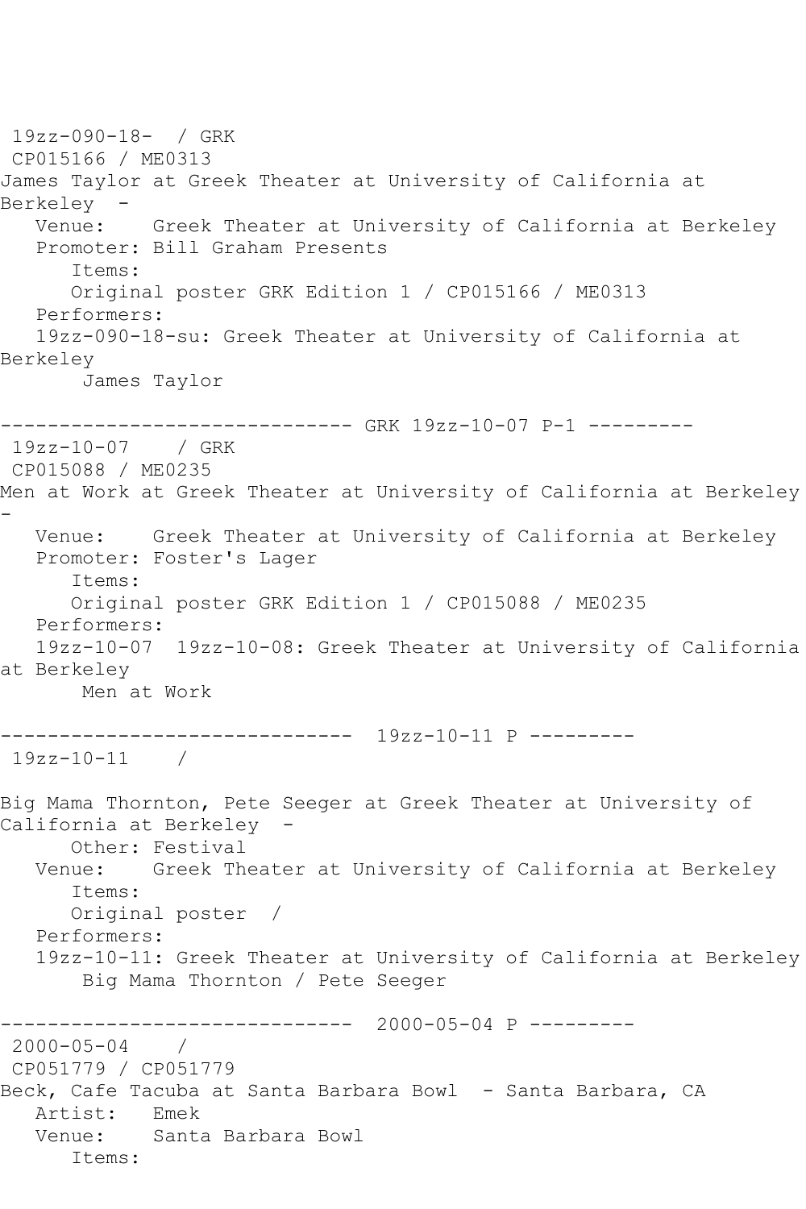```
 19zz-090-18-  / GRK
 CP015166 / ME0313
James Taylor at Greek Theater at University of California at 
Berkeley  - 
   Venue:    Greek Theater at University of California at Berkeley
   Promoter: Bill Graham Presents
      Items:
      Original poster GRK Edition 1 / CP015166 / ME0313
   Performers:
   19zz-090-18-su: Greek Theater at University of California at 
Berkeley
       James Taylor

------------------------------ GRK 19zz-10-07 P-1 ---------
 19zz-10-07    / GRK
 CP015088 / ME0235
Men at Work at Greek Theater at University of California at Berkeley 
- 
   Venue:    Greek Theater at University of California at Berkeley
   Promoter: Foster's Lager
      Items:
      Original poster GRK Edition 1 / CP015088 / ME0235
   Performers:
   19zz-10-07  19zz-10-08: Greek Theater at University of California 
at Berkeley
       Men at Work

------------------------------  19zz-10-11 P ---------
 19zz-10-11    / 

Big Mama Thornton, Pete Seeger at Greek Theater at University of 
California at Berkeley  - 
      Other: Festival
   Venue:    Greek Theater at University of California at Berkeley
      Items:
      Original poster  / 
   Performers:
   19zz-10-11: Greek Theater at University of California at Berkeley
       Big Mama Thornton / Pete Seeger

------------------------------  2000-05-04 P ---------
 2000-05-04    / 
 CP051779 / CP051779
Beck, Cafe Tacuba at Santa Barbara Bowl  - Santa Barbara, CA
   Artist:   Emek
   Venue:    Santa Barbara Bowl
      Items:
```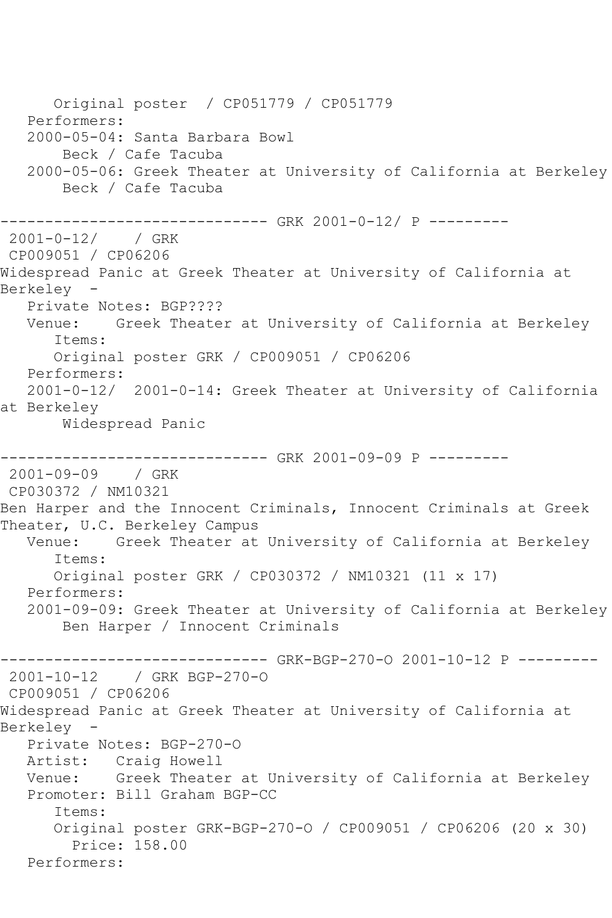Original poster / CP051779 / CP051779
Performers:
2000-05-04: Santa Barbara Bowl
Beck / Cafe Tacuba
2000-05-06: Greek Theater at University of California at Berkeley
Beck / Cafe Tacuba

------------------------------ GRK 2001-0-12/ P ---------
2001-0-12/ / GRK
CP009051 / CP06206
Widespread Panic at Greek Theater at University of California at Berkeley -
Private Notes: BGP????
Venue: Greek Theater at University of California at Berkeley
Items:
Original poster GRK / CP009051 / CP06206
Performers:
2001-0-12/ 2001-0-14: Greek Theater at University of California at Berkeley
Widespread Panic

------------------------------ GRK 2001-09-09 P ---------
2001-09-09 / GRK
CP030372 / NM10321
Ben Harper and the Innocent Criminals, Innocent Criminals at Greek Theater, U.C. Berkeley Campus
Venue: Greek Theater at University of California at Berkeley
Items:
Original poster GRK / CP030372 / NM10321 (11 x 17)
Performers:
2001-09-09: Greek Theater at University of California at Berkeley
Ben Harper / Innocent Criminals

------------------------------ GRK-BGP-270-O 2001-10-12 P ---------
2001-10-12 / GRK BGP-270-O
CP009051 / CP06206
Widespread Panic at Greek Theater at University of California at Berkeley -
Private Notes: BGP-270-O
Artist: Craig Howell
Venue: Greek Theater at University of California at Berkeley
Promoter: Bill Graham BGP-CC
Items:
Original poster GRK-BGP-270-O / CP009051 / CP06206 (20 x 30)
Price: 158.00
Performers: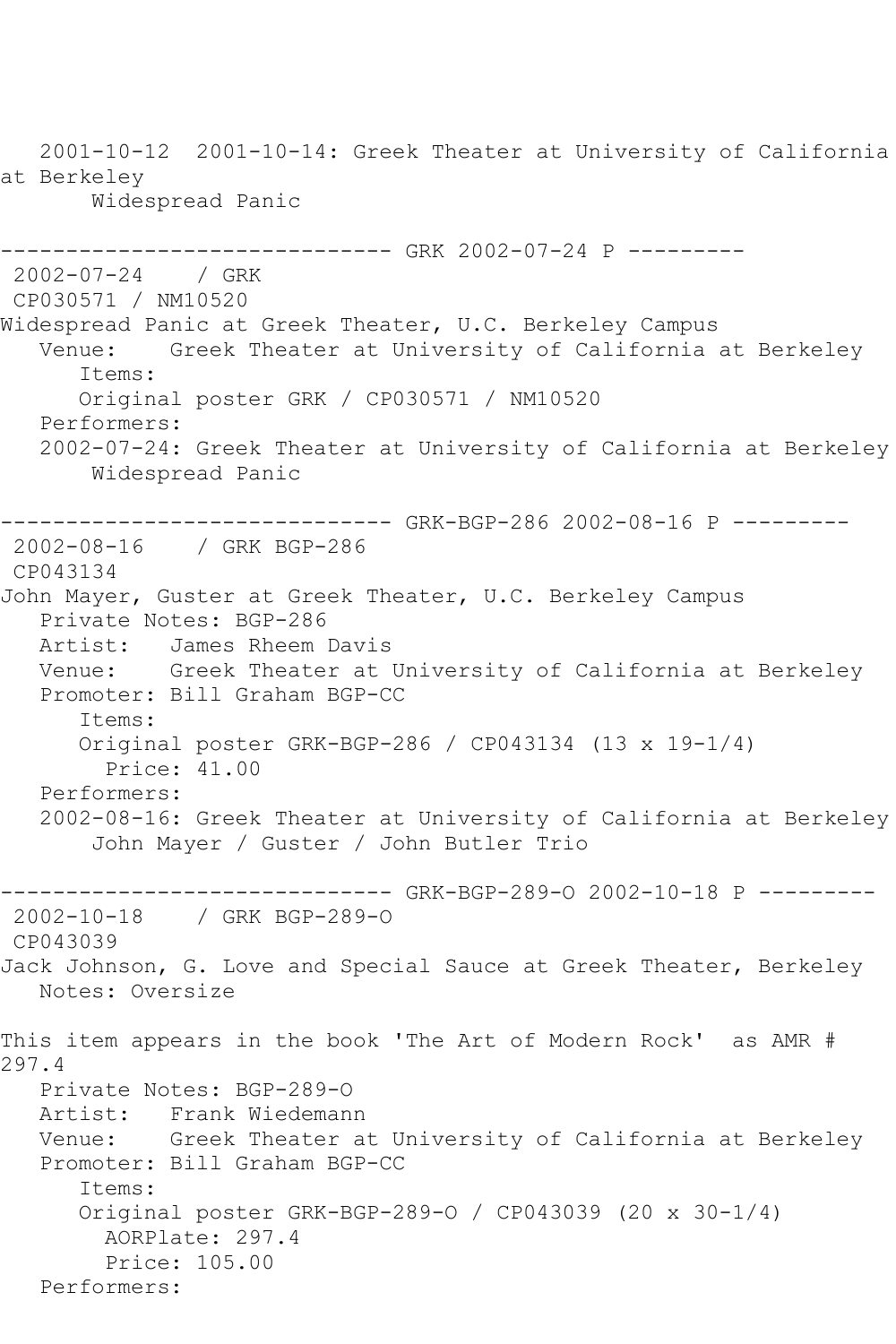2001-10-12  2001-10-14: Greek Theater at University of California at Berkeley
       Widespread Panic

------------------------------ GRK 2002-07-24 P ---------
 2002-07-24    / GRK
 CP030571 / NM10520
Widespread Panic at Greek Theater, U.C. Berkeley Campus
   Venue:    Greek Theater at University of California at Berkeley
      Items:
      Original poster GRK / CP030571 / NM10520
   Performers:
   2002-07-24: Greek Theater at University of California at Berkeley
       Widespread Panic

------------------------------ GRK-BGP-286 2002-08-16 P ---------
 2002-08-16    / GRK BGP-286
 CP043134
John Mayer, Guster at Greek Theater, U.C. Berkeley Campus
   Private Notes: BGP-286
   Artist:   James Rheem Davis
   Venue:    Greek Theater at University of California at Berkeley
   Promoter: Bill Graham BGP-CC
      Items:
      Original poster GRK-BGP-286 / CP043134 (13 x 19-1/4)
        Price: 41.00
   Performers:
   2002-08-16: Greek Theater at University of California at Berkeley
       John Mayer / Guster / John Butler Trio

------------------------------ GRK-BGP-289-O 2002-10-18 P ---------
 2002-10-18    / GRK BGP-289-O
 CP043039
Jack Johnson, G. Love and Special Sauce at Greek Theater, Berkeley
   Notes: Oversize

This item appears in the book 'The Art of Modern Rock'  as AMR # 297.4
   Private Notes: BGP-289-O
   Artist:   Frank Wiedemann
   Venue:    Greek Theater at University of California at Berkeley
   Promoter: Bill Graham BGP-CC
      Items:
      Original poster GRK-BGP-289-O / CP043039 (20 x 30-1/4)
        AORPlate: 297.4
        Price: 105.00
   Performers: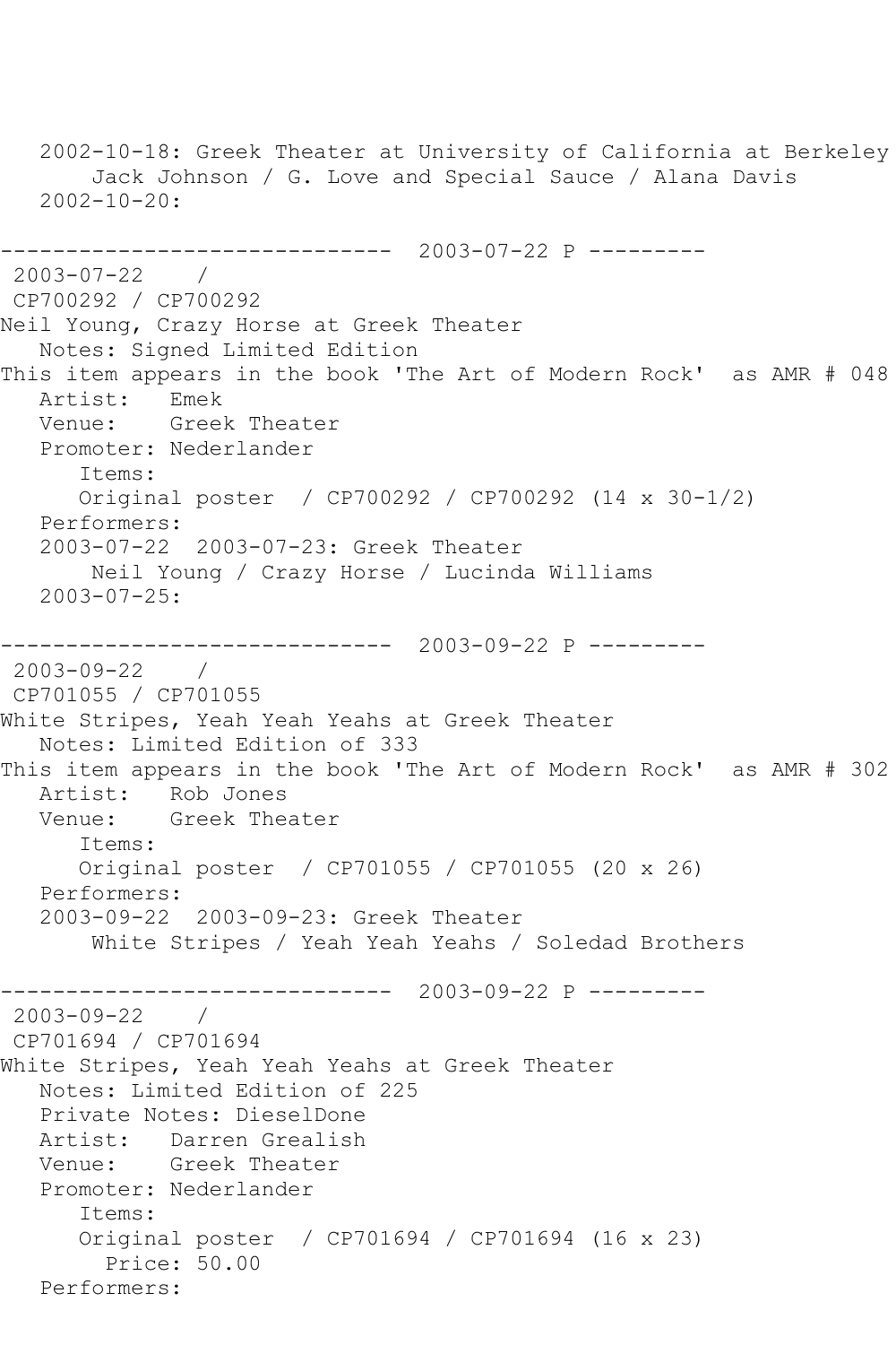2002-10-18: Greek Theater at University of California at Berkeley
        Jack Johnson / G. Love and Special Sauce / Alana Davis
    2002-10-20:

------------------------------  2003-07-22 P ---------

2003-07-22 /
CP700292 / CP700292
Neil Young, Crazy Horse at Greek Theater
    Notes: Signed Limited Edition
This item appears in the book 'The Art of Modern Rock' as AMR # 048
    Artist: Emek
    Venue: Greek Theater
    Promoter: Nederlander
        Items:
        Original poster / CP700292 / CP700292 (14 x 30-1/2)
    Performers:
    2003-07-22 2003-07-23: Greek Theater
        Neil Young / Crazy Horse / Lucinda Williams
    2003-07-25:

------------------------------  2003-09-22 P ---------

2003-09-22 /
CP701055 / CP701055
White Stripes, Yeah Yeah Yeahs at Greek Theater
    Notes: Limited Edition of 333
This item appears in the book 'The Art of Modern Rock' as AMR # 302
    Artist: Rob Jones
    Venue: Greek Theater
        Items:
        Original poster / CP701055 / CP701055 (20 x 26)
    Performers:
    2003-09-22 2003-09-23: Greek Theater
        White Stripes / Yeah Yeah Yeahs / Soledad Brothers

------------------------------  2003-09-22 P ---------

2003-09-22 /
CP701694 / CP701694
White Stripes, Yeah Yeah Yeahs at Greek Theater
    Notes: Limited Edition of 225
    Private Notes: DieselDone
    Artist: Darren Grealish
    Venue: Greek Theater
    Promoter: Nederlander
        Items:
        Original poster / CP701694 / CP701694 (16 x 23)
            Price: 50.00
    Performers: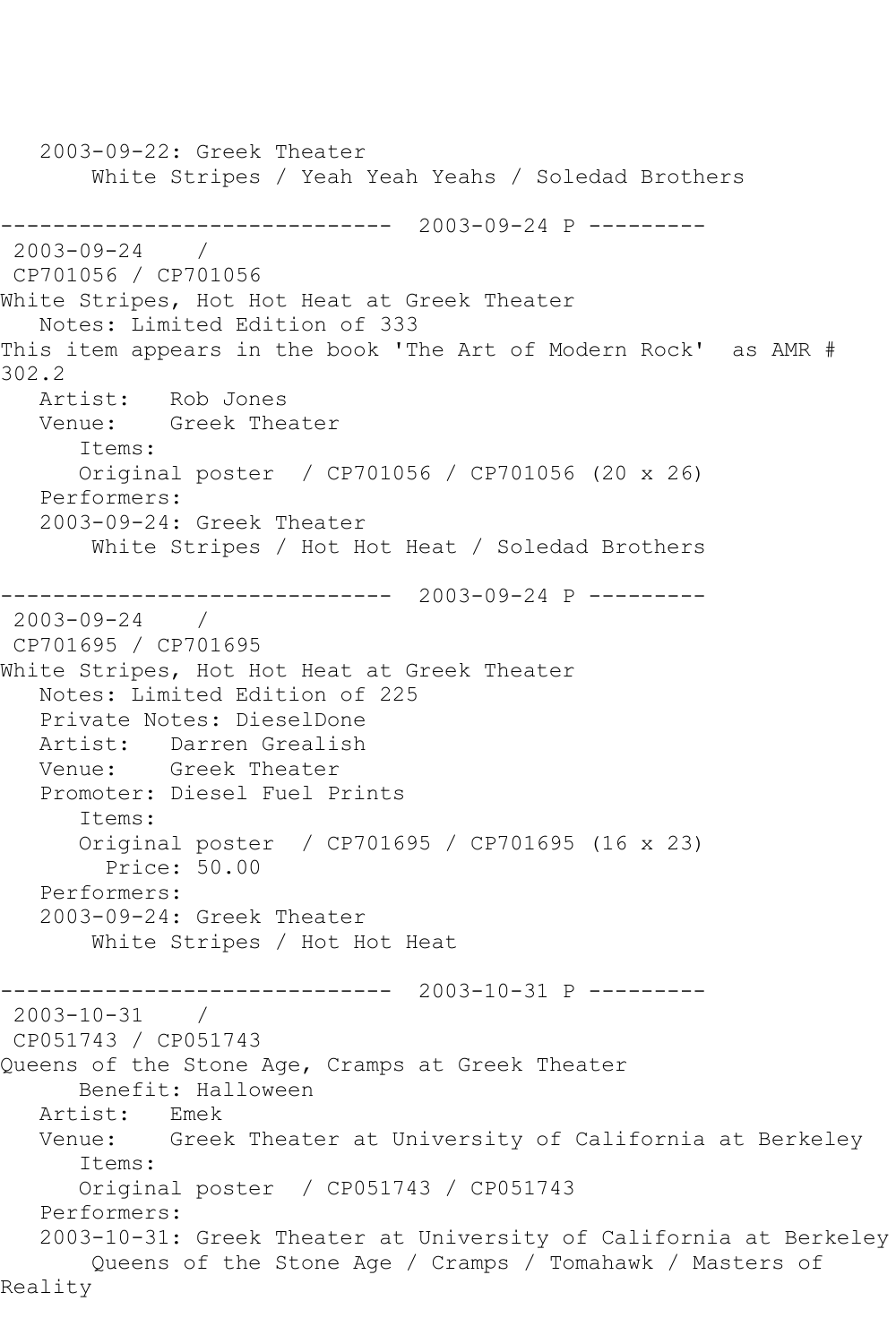```
   2003-09-22: Greek Theater
       White Stripes / Yeah Yeah Yeahs / Soledad Brothers

------------------------------  2003-09-24 P ---------
 2003-09-24    /
 CP701056 / CP701056
White Stripes, Hot Hot Heat at Greek Theater
   Notes: Limited Edition of 333
This item appears in the book 'The Art of Modern Rock'  as AMR #
302.2
   Artist:   Rob Jones
   Venue:    Greek Theater
      Items:
      Original poster  / CP701056 / CP701056 (20 x 26)
   Performers:
   2003-09-24: Greek Theater
       White Stripes / Hot Hot Heat / Soledad Brothers

------------------------------  2003-09-24 P ---------
 2003-09-24    /
 CP701695 / CP701695
White Stripes, Hot Hot Heat at Greek Theater
   Notes: Limited Edition of 225
   Private Notes: DieselDone
   Artist:   Darren Grealish
   Venue:    Greek Theater
   Promoter: Diesel Fuel Prints
      Items:
      Original poster  / CP701695 / CP701695 (16 x 23)
        Price: 50.00
   Performers:
   2003-09-24: Greek Theater
       White Stripes / Hot Hot Heat

------------------------------  2003-10-31 P ---------
 2003-10-31    /
 CP051743 / CP051743
Queens of the Stone Age, Cramps at Greek Theater
      Benefit: Halloween
   Artist:   Emek
   Venue:    Greek Theater at University of California at Berkeley
      Items:
      Original poster  / CP051743 / CP051743
   Performers:
   2003-10-31: Greek Theater at University of California at Berkeley
       Queens of the Stone Age / Cramps / Tomahawk / Masters of
Reality
```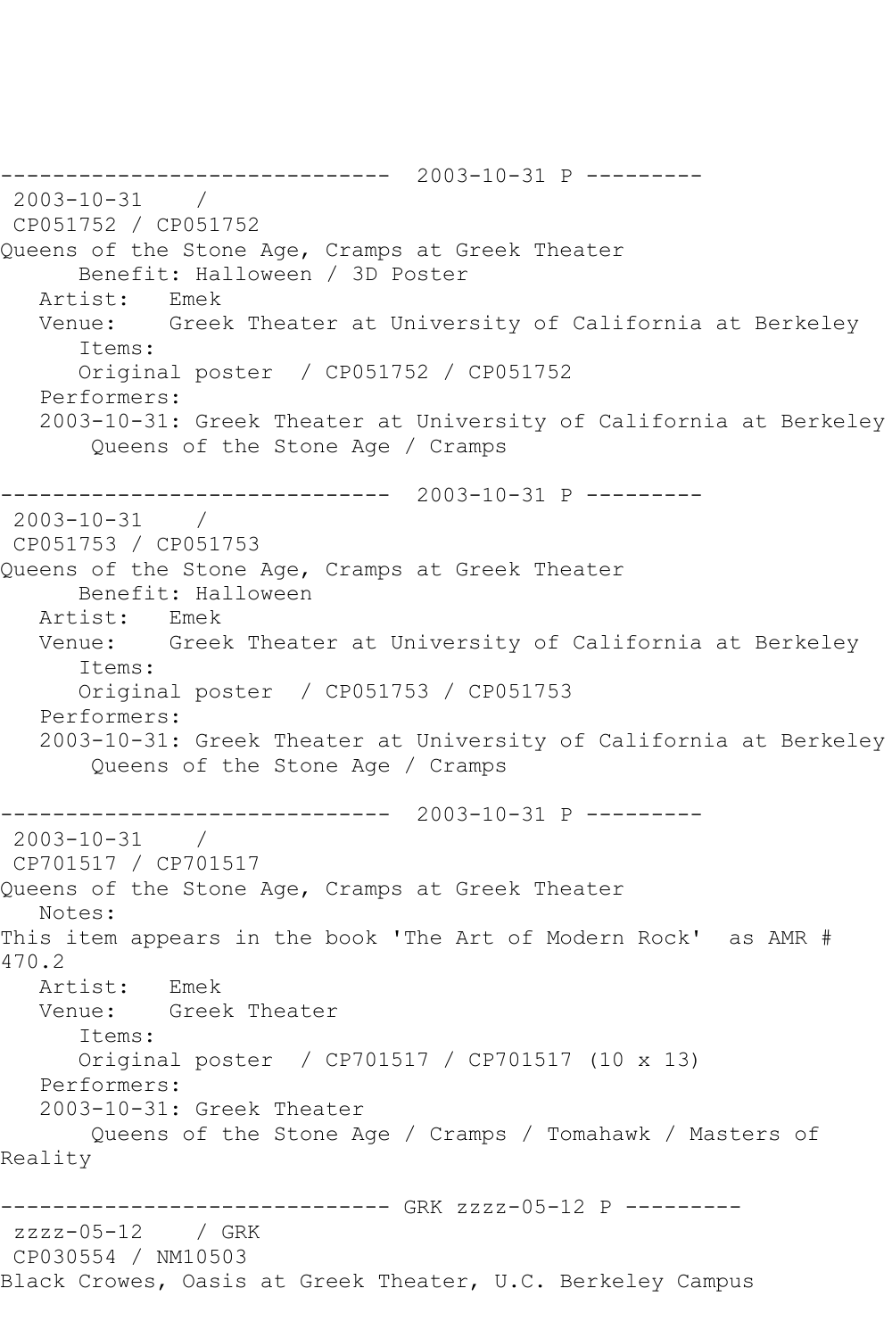------------------------------ 2003-10-31 P ---------

2003-10-31 /

CP051752 / CP051752

Queens of the Stone Age, Cramps at Greek Theater

Benefit: Halloween / 3D Poster

Artist: Emek

Venue: Greek Theater at University of California at Berkeley

Items:

Original poster / CP051752 / CP051752

Performers:

2003-10-31: Greek Theater at University of California at Berkeley

Queens of the Stone Age / Cramps

------------------------------ 2003-10-31 P ---------

2003-10-31 /

CP051753 / CP051753

Queens of the Stone Age, Cramps at Greek Theater

Benefit: Halloween

Artist: Emek

Venue: Greek Theater at University of California at Berkeley

Items:

Original poster / CP051753 / CP051753

Performers:

2003-10-31: Greek Theater at University of California at Berkeley

Queens of the Stone Age / Cramps

------------------------------ 2003-10-31 P ---------

2003-10-31 /

CP701517 / CP701517

Queens of the Stone Age, Cramps at Greek Theater

Notes:

This item appears in the book 'The Art of Modern Rock' as AMR # 470.2

Artist: Emek

Venue: Greek Theater

Items:

Original poster / CP701517 / CP701517 (10 x 13)

Performers:

2003-10-31: Greek Theater

Queens of the Stone Age / Cramps / Tomahawk / Masters of Reality

------------------------------ GRK zzzz-05-12 P ---------

zzzz-05-12 / GRK

CP030554 / NM10503

Black Crowes, Oasis at Greek Theater, U.C. Berkeley Campus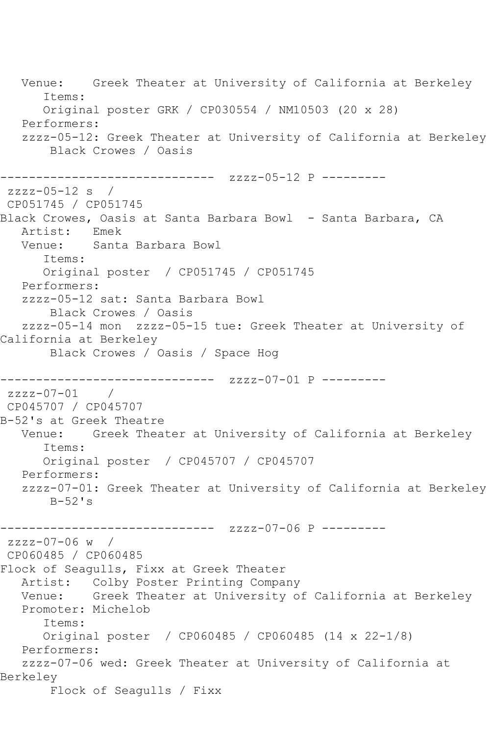```
   Venue:    Greek Theater at University of California at Berkeley
      Items:
      Original poster GRK / CP030554 / NM10503 (20 x 28)
   Performers:
   zzzz-05-12: Greek Theater at University of California at Berkeley
       Black Crowes / Oasis

------------------------------  zzzz-05-12 P ---------
 zzzz-05-12 s  /
 CP051745 / CP051745
Black Crowes, Oasis at Santa Barbara Bowl  - Santa Barbara, CA
   Artist:   Emek
   Venue:    Santa Barbara Bowl
      Items:
      Original poster  / CP051745 / CP051745
   Performers:
   zzzz-05-12 sat: Santa Barbara Bowl
       Black Crowes / Oasis
   zzzz-05-14 mon  zzzz-05-15 tue: Greek Theater at University of
California at Berkeley
       Black Crowes / Oasis / Space Hog

------------------------------  zzzz-07-01 P ---------
 zzzz-07-01    /
 CP045707 / CP045707
B-52's at Greek Theatre
   Venue:    Greek Theater at University of California at Berkeley
      Items:
      Original poster  / CP045707 / CP045707
   Performers:
   zzzz-07-01: Greek Theater at University of California at Berkeley
       B-52's

------------------------------  zzzz-07-06 P ---------
 zzzz-07-06 w  /
 CP060485 / CP060485
Flock of Seagulls, Fixx at Greek Theater
   Artist:   Colby Poster Printing Company
   Venue:    Greek Theater at University of California at Berkeley
   Promoter: Michelob
      Items:
      Original poster  / CP060485 / CP060485 (14 x 22-1/8)
   Performers:
   zzzz-07-06 wed: Greek Theater at University of California at
Berkeley
       Flock of Seagulls / Fixx
```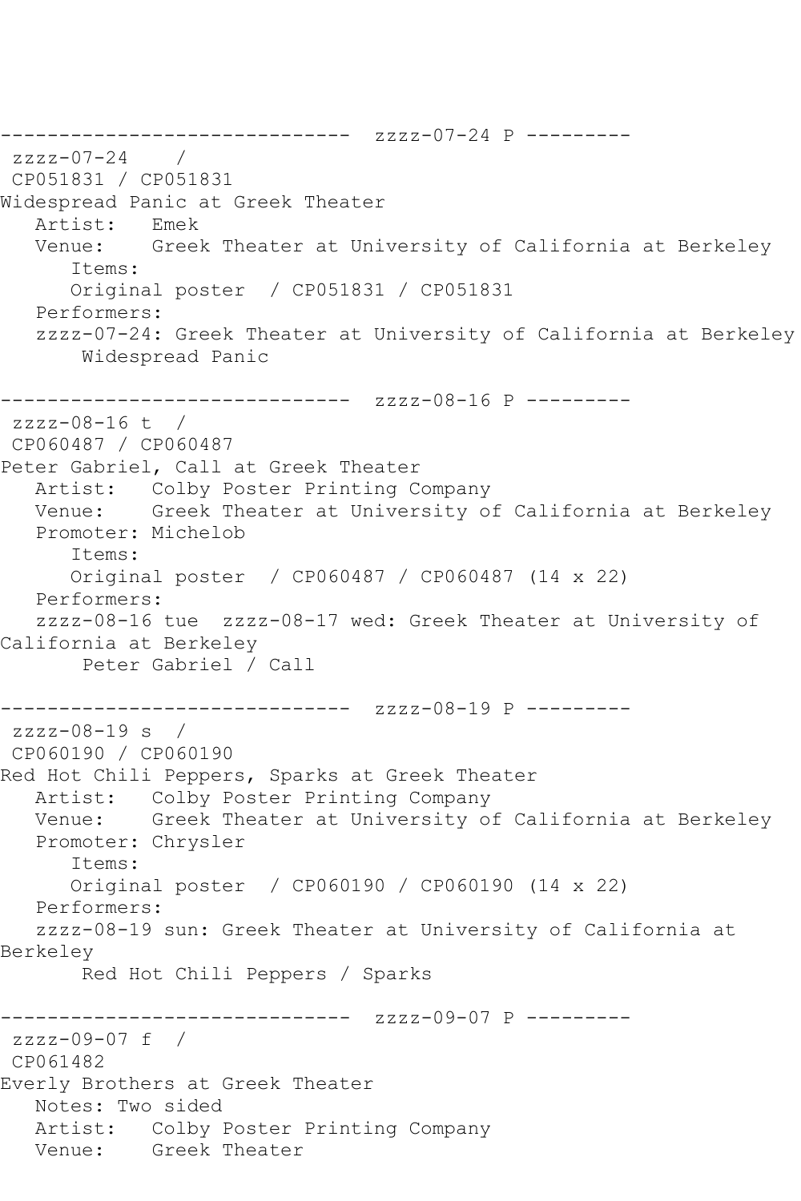```
------------------------------  zzzz-07-24 P ---------
 zzzz-07-24    /
 CP051831 / CP051831
Widespread Panic at Greek Theater
   Artist:   Emek
   Venue:    Greek Theater at University of California at Berkeley
      Items:
      Original poster  / CP051831 / CP051831
   Performers:
   zzzz-07-24: Greek Theater at University of California at Berkeley
       Widespread Panic

------------------------------  zzzz-08-16 P ---------
 zzzz-08-16 t  /
 CP060487 / CP060487
Peter Gabriel, Call at Greek Theater
   Artist:   Colby Poster Printing Company
   Venue:    Greek Theater at University of California at Berkeley
   Promoter: Michelob
      Items:
      Original poster  / CP060487 / CP060487 (14 x 22)
   Performers:
   zzzz-08-16 tue  zzzz-08-17 wed: Greek Theater at University of
California at Berkeley
       Peter Gabriel / Call

------------------------------  zzzz-08-19 P ---------
 zzzz-08-19 s  /
 CP060190 / CP060190
Red Hot Chili Peppers, Sparks at Greek Theater
   Artist:   Colby Poster Printing Company
   Venue:    Greek Theater at University of California at Berkeley
   Promoter: Chrysler
      Items:
      Original poster  / CP060190 / CP060190 (14 x 22)
   Performers:
   zzzz-08-19 sun: Greek Theater at University of California at
Berkeley
       Red Hot Chili Peppers / Sparks

------------------------------  zzzz-09-07 P ---------
 zzzz-09-07 f  /
 CP061482
Everly Brothers at Greek Theater
   Notes: Two sided
   Artist:   Colby Poster Printing Company
   Venue:    Greek Theater
```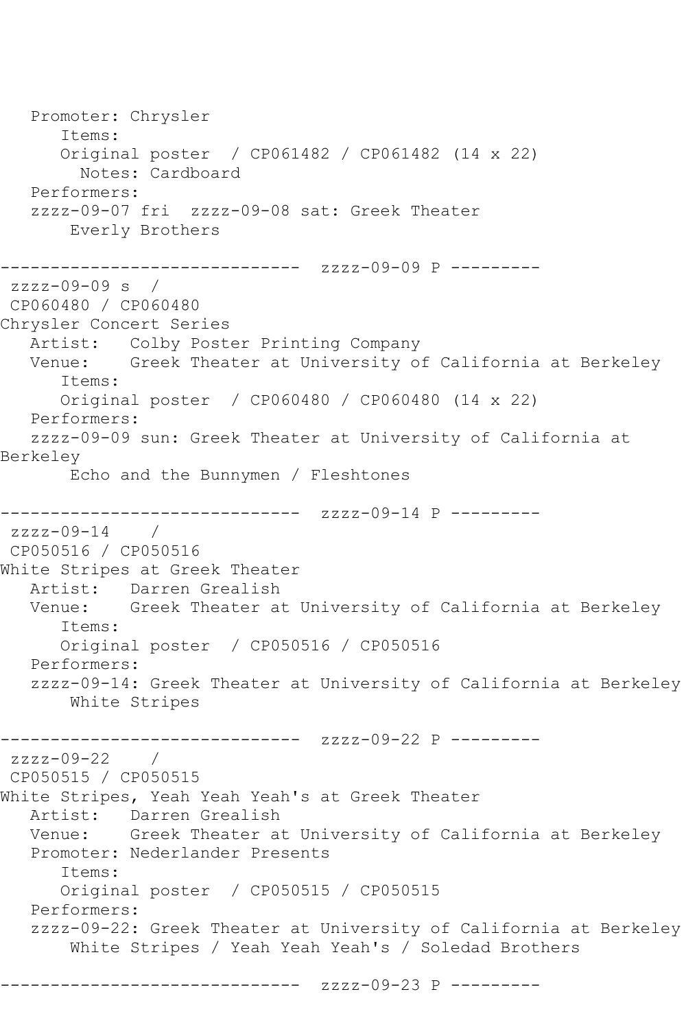```
   Promoter: Chrysler
      Items:
      Original poster  / CP061482 / CP061482 (14 x 22)
        Notes: Cardboard
   Performers:
   zzzz-09-07 fri  zzzz-09-08 sat: Greek Theater
       Everly Brothers

------------------------------  zzzz-09-09 P ---------
 zzzz-09-09 s  / 
 CP060480 / CP060480
Chrysler Concert Series
   Artist:   Colby Poster Printing Company
   Venue:    Greek Theater at University of California at Berkeley
      Items:
      Original poster  / CP060480 / CP060480 (14 x 22)
   Performers:
   zzzz-09-09 sun: Greek Theater at University of California at 
Berkeley
       Echo and the Bunnymen / Fleshtones

------------------------------  zzzz-09-14 P ---------
 zzzz-09-14    / 
 CP050516 / CP050516
White Stripes at Greek Theater
   Artist:   Darren Grealish
   Venue:    Greek Theater at University of California at Berkeley
      Items:
      Original poster  / CP050516 / CP050516
   Performers:
   zzzz-09-14: Greek Theater at University of California at Berkeley
       White Stripes

------------------------------  zzzz-09-22 P ---------
 zzzz-09-22    / 
 CP050515 / CP050515
White Stripes, Yeah Yeah Yeah's at Greek Theater
   Artist:   Darren Grealish
   Venue:    Greek Theater at University of California at Berkeley
   Promoter: Nederlander Presents
      Items:
      Original poster  / CP050515 / CP050515
   Performers:
   zzzz-09-22: Greek Theater at University of California at Berkeley
       White Stripes / Yeah Yeah Yeah's / Soledad Brothers

------------------------------  zzzz-09-23 P ---------
```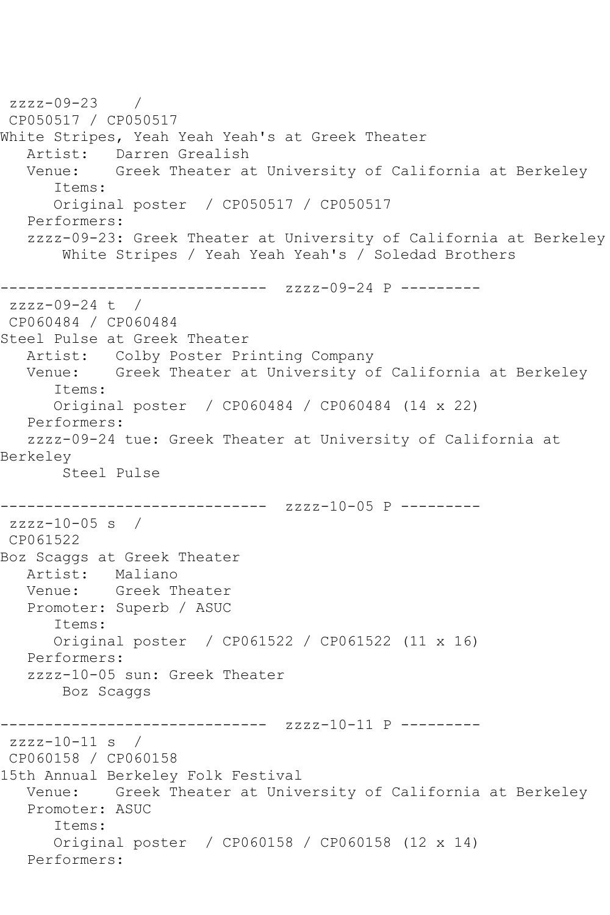zzzz-09-23 /
CP050517 / CP050517
White Stripes, Yeah Yeah Yeah's at Greek Theater
Artist: Darren Grealish
Venue: Greek Theater at University of California at Berkeley
Items:
Original poster / CP050517 / CP050517
Performers:
zzzz-09-23: Greek Theater at University of California at Berkeley
White Stripes / Yeah Yeah Yeah's / Soledad Brothers

------------------------------ zzzz-09-24 P ---------

zzzz-09-24 t /
CP060484 / CP060484
Steel Pulse at Greek Theater
Artist: Colby Poster Printing Company
Venue: Greek Theater at University of California at Berkeley
Items:
Original poster / CP060484 / CP060484 (14 x 22)
Performers:
zzzz-09-24 tue: Greek Theater at University of California at Berkeley
Steel Pulse

------------------------------ zzzz-10-05 P ---------

zzzz-10-05 s /
CP061522
Boz Scaggs at Greek Theater
Artist: Maliano
Venue: Greek Theater
Promoter: Superb / ASUC
Items:
Original poster / CP061522 / CP061522 (11 x 16)
Performers:
zzzz-10-05 sun: Greek Theater
Boz Scaggs

------------------------------ zzzz-10-11 P ---------

zzzz-10-11 s /
CP060158 / CP060158
15th Annual Berkeley Folk Festival
Venue: Greek Theater at University of California at Berkeley
Promoter: ASUC
Items:
Original poster / CP060158 / CP060158 (12 x 14)
Performers: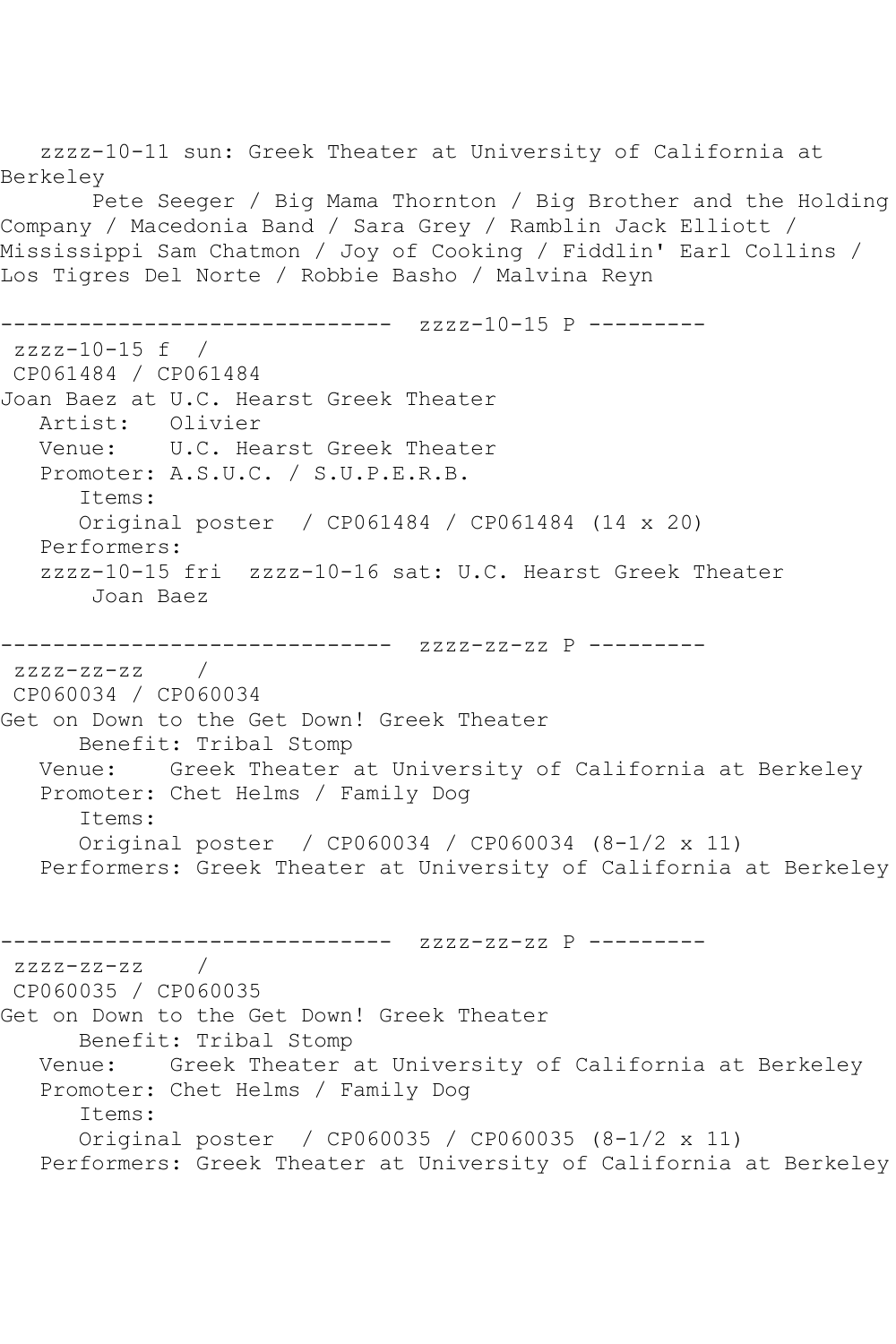zzzz-10-11 sun: Greek Theater at University of California at Berkeley
Pete Seeger / Big Mama Thornton / Big Brother and the Holding Company / Macedonia Band / Sara Grey / Ramblin Jack Elliott / Mississippi Sam Chatmon / Joy of Cooking / Fiddlin' Earl Collins / Los Tigres Del Norte / Robbie Basho / Malvina Reyn

------------------------------ zzzz-10-15 P ---------

zzzz-10-15 f /
CP061484 / CP061484
Joan Baez at U.C. Hearst Greek Theater
Artist: Olivier
Venue: U.C. Hearst Greek Theater
Promoter: A.S.U.C. / S.U.P.E.R.B.
Items:
Original poster / CP061484 / CP061484 (14 x 20)
Performers:
zzzz-10-15 fri zzzz-10-16 sat: U.C. Hearst Greek Theater
Joan Baez

------------------------------ zzzz-zz-zz P ---------

zzzz-zz-zz /
CP060034 / CP060034
Get on Down to the Get Down! Greek Theater
Benefit: Tribal Stomp
Venue: Greek Theater at University of California at Berkeley
Promoter: Chet Helms / Family Dog
Items:
Original poster / CP060034 / CP060034 (8-1/2 x 11)
Performers: Greek Theater at University of California at Berkeley

------------------------------ zzzz-zz-zz P ---------

zzzz-zz-zz /
CP060035 / CP060035
Get on Down to the Get Down! Greek Theater
Benefit: Tribal Stomp
Venue: Greek Theater at University of California at Berkeley
Promoter: Chet Helms / Family Dog
Items:
Original poster / CP060035 / CP060035 (8-1/2 x 11)
Performers: Greek Theater at University of California at Berkeley